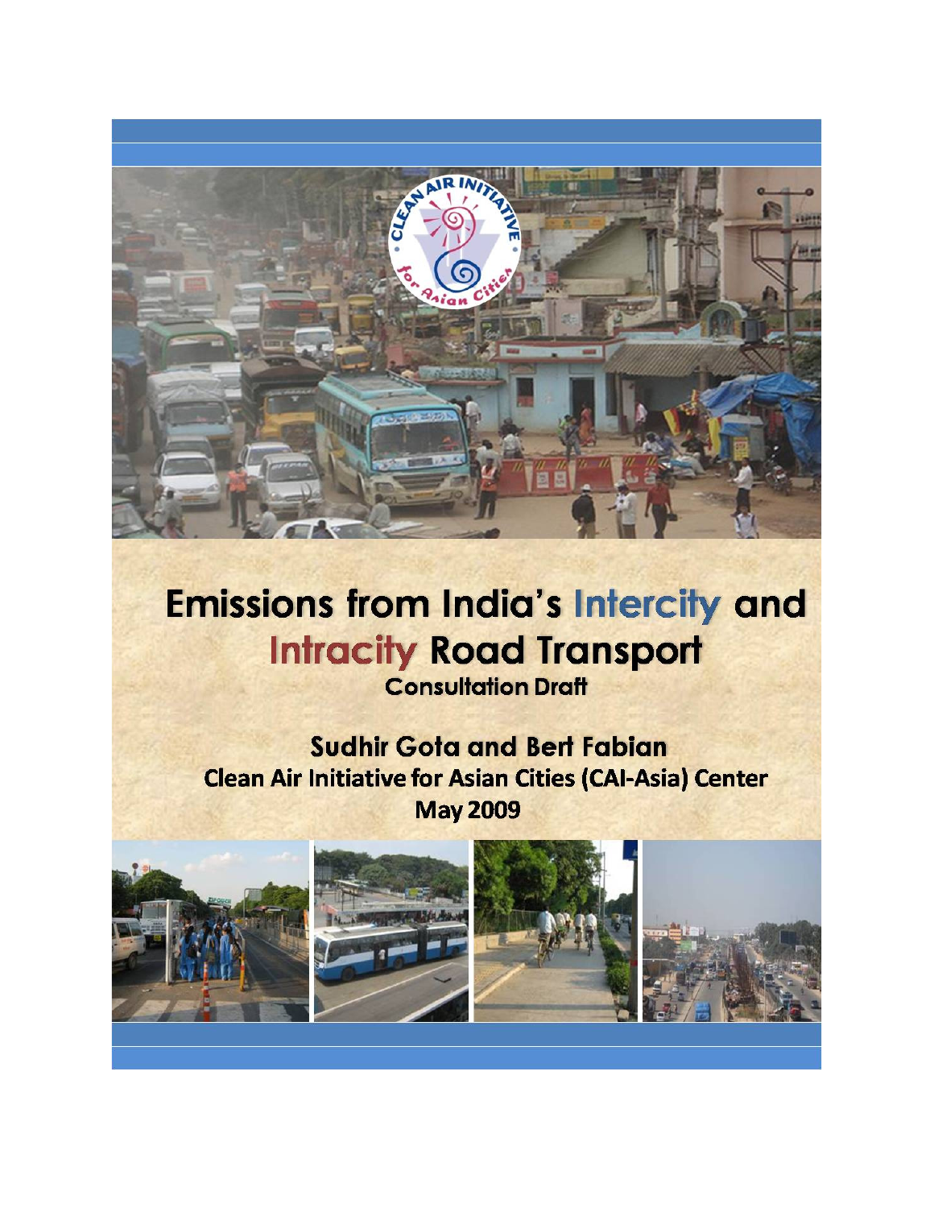# Emissions from India's Intercity and Intracity Road Transport

**Consultation Draft**

**Sudhir Gota and Bert Fabian**

**Clean Air Initiative for Asian Cities (CAI-Asia) Center**

**May 2009**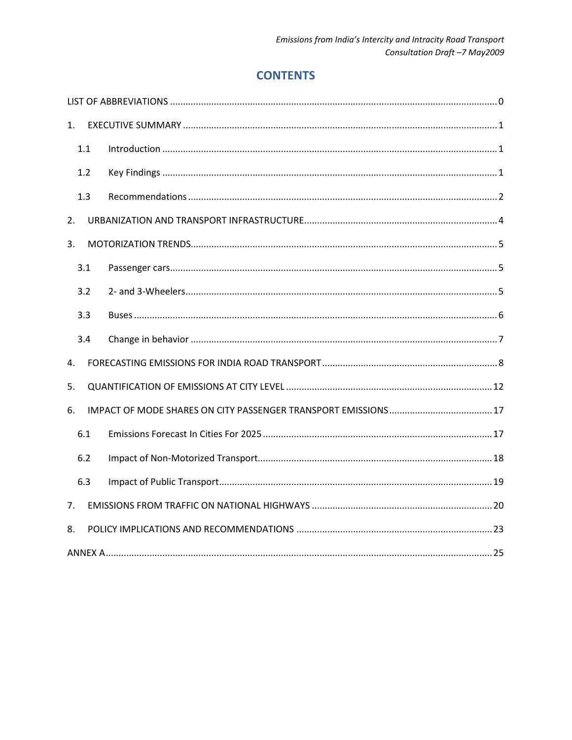# CONTENTS

LIST OF ABBREVIATIONS .............................................................................................................................. 0

1. EXECUTIVE SUMMARY ........................................................................................................................ 1

   1.1 Introduction ................................................................................................................................ 1

   1.2 Key Findings ................................................................................................................................ 1

   1.3 Recommendations ....................................................................................................................... 2

2. URBANIZATION AND TRANSPORT INFRASTRUCTURE .......................................................................... 4

3. MOTORIZATION TRENDS...................................................................................................................... 5

   3.1 Passenger cars.............................................................................................................................. 5

   3.2 2- and 3-Wheelers........................................................................................................................ 5

   3.3 Buses ............................................................................................................................................ 6

   3.4 Change in behavior ...................................................................................................................... 7

4. FORECASTING EMISSIONS FOR INDIA ROAD TRANSPORT .................................................................... 8

5. QUANTIFICATION OF EMISSIONS AT CITY LEVEL ............................................................................... 12

6. IMPACT OF MODE SHARES ON CITY PASSENGER TRANSPORT EMISSIONS ........................................ 17

   6.1 Emissions Forecast In Cities For 2025 ........................................................................................ 17

   6.2 Impact of Non-Motorized Transport.......................................................................................... 18

   6.3 Impact of Public Transport......................................................................................................... 19

7. EMISSIONS FROM TRAFFIC ON NATIONAL HIGHWAYS ..................................................................... 20

8. POLICY IMPLICATIONS AND RECOMMENDATIONS ............................................................................ 23

ANNEX A.................................................................................................................................................... 25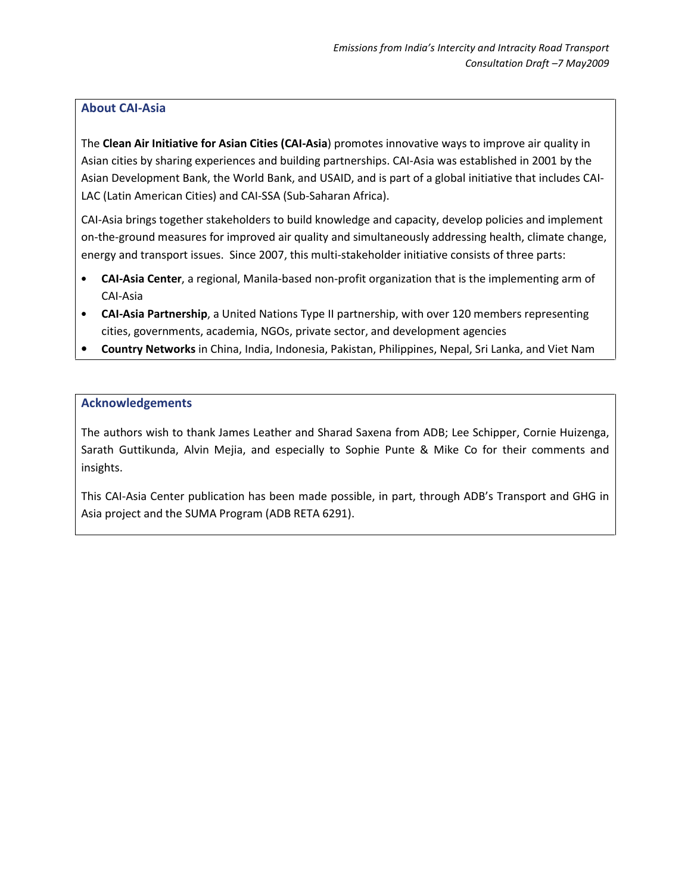## About CAI-Asia

The **Clean Air Initiative for Asian Cities (CAI-Asia**) promotes innovative ways to improve air quality in Asian cities by sharing experiences and building partnerships. CAI-Asia was established in 2001 by the Asian Development Bank, the World Bank, and USAID, and is part of a global initiative that includes CAI-LAC (Latin American Cities) and CAI-SSA (Sub-Saharan Africa).

CAI-Asia brings together stakeholders to build knowledge and capacity, develop policies and implement on-the-ground measures for improved air quality and simultaneously addressing health, climate change, energy and transport issues. Since 2007, this multi-stakeholder initiative consists of three parts:

- **CAI-Asia Center**, a regional, Manila-based non-profit organization that is the implementing arm of CAI-Asia
- **CAI-Asia Partnership**, a United Nations Type II partnership, with over 120 members representing cities, governments, academia, NGOs, private sector, and development agencies
- **Country Networks** in China, India, Indonesia, Pakistan, Philippines, Nepal, Sri Lanka, and Viet Nam

## Acknowledgements

The authors wish to thank James Leather and Sharad Saxena from ADB; Lee Schipper, Cornie Huizenga, Sarath Guttikunda, Alvin Mejia, and especially to Sophie Punte & Mike Co for their comments and insights.

This CAI-Asia Center publication has been made possible, in part, through ADB's Transport and GHG in Asia project and the SUMA Program (ADB RETA 6291).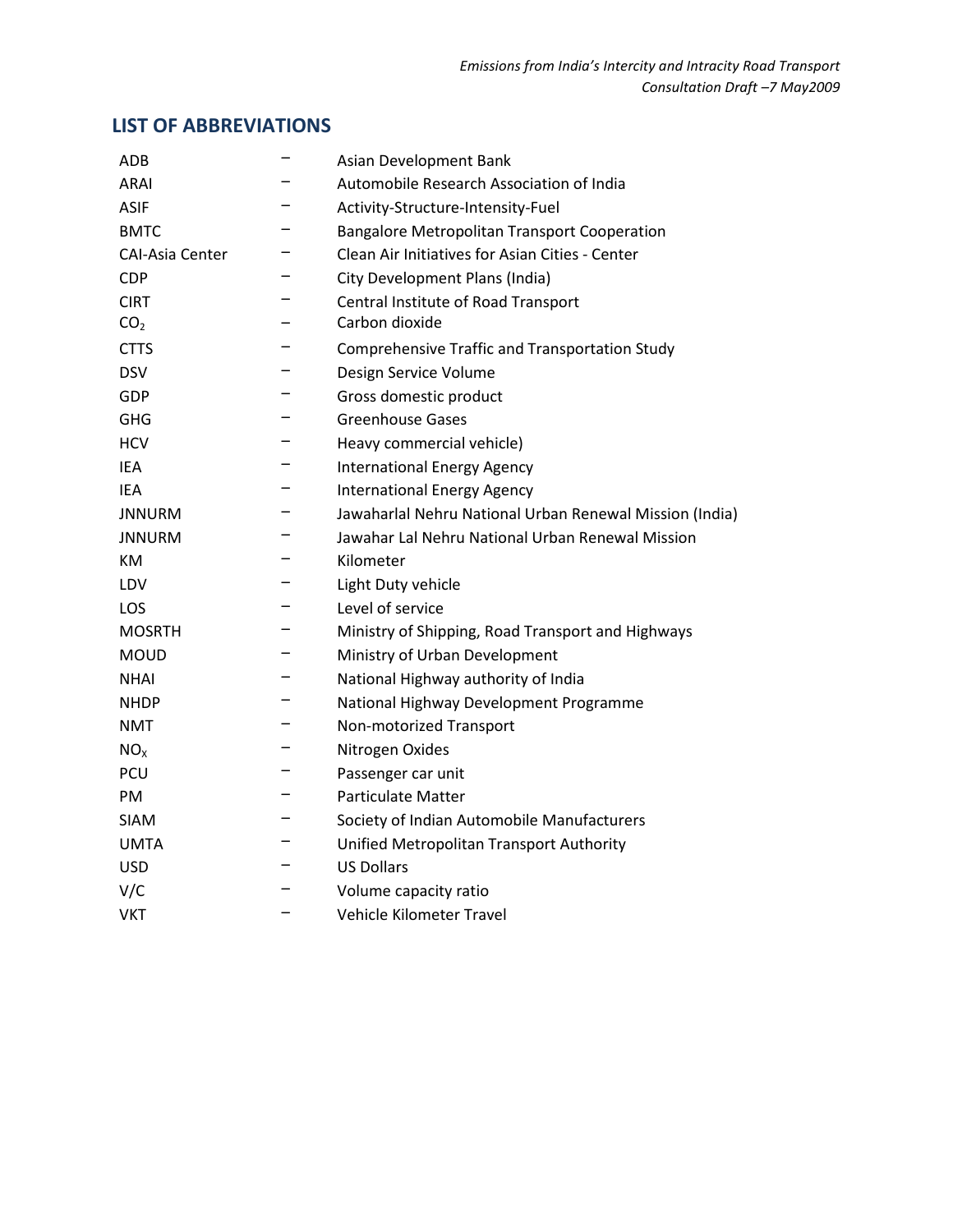## LIST OF ABBREVIATIONS

| | | |
|---|---|---|
| ADB | – | Asian Development Bank |
| ARAI | – | Automobile Research Association of India |
| ASIF | – | Activity-Structure-Intensity-Fuel |
| BMTC | – | Bangalore Metropolitan Transport Cooperation |
| CAI-Asia Center | – | Clean Air Initiatives for Asian Cities - Center |
| CDP | – | City Development Plans (India) |
| CIRT | – | Central Institute of Road Transport |
| $CO_2$ | – | Carbon dioxide |
| CTTS | – | Comprehensive Traffic and Transportation Study |
| DSV | – | Design Service Volume |
| GDP | – | Gross domestic product |
| GHG | – | Greenhouse Gases |
| HCV | – | Heavy commercial vehicle) |
| IEA | – | International Energy Agency |
| IEA | – | International Energy Agency |
| JNNURM | – | Jawaharlal Nehru National Urban Renewal Mission (India) |
| JNNURM | – | Jawahar Lal Nehru National Urban Renewal Mission |
| KM | – | Kilometer |
| LDV | – | Light Duty vehicle |
| LOS | – | Level of service |
| MOSRTH | – | Ministry of Shipping, Road Transport and Highways |
| MOUD | – | Ministry of Urban Development |
| NHAI | – | National Highway authority of India |
| NHDP | – | National Highway Development Programme |
| NMT | – | Non-motorized Transport |
| $NO_X$ | – | Nitrogen Oxides |
| PCU | – | Passenger car unit |
| PM | – | Particulate Matter |
| SIAM | – | Society of Indian Automobile Manufacturers |
| UMTA | – | Unified Metropolitan Transport Authority |
| USD | – | US Dollars |
| V/C | – | Volume capacity ratio |
| VKT | – | Vehicle Kilometer Travel |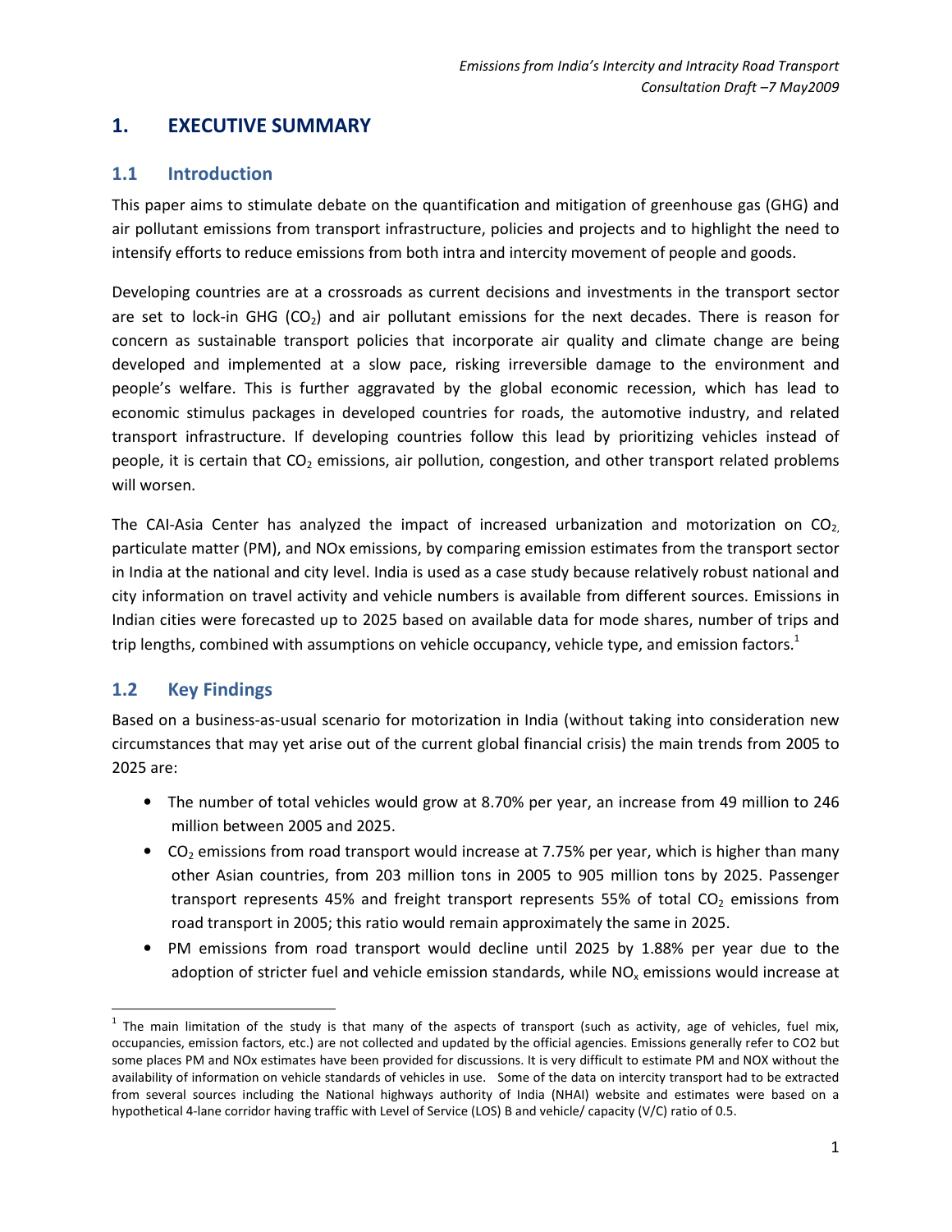# 1. EXECUTIVE SUMMARY

## 1.1 Introduction

This paper aims to stimulate debate on the quantification and mitigation of greenhouse gas (GHG) and air pollutant emissions from transport infrastructure, policies and projects and to highlight the need to intensify efforts to reduce emissions from both intra and intercity movement of people and goods.

Developing countries are at a crossroads as current decisions and investments in the transport sector are set to lock-in GHG ($CO_2$) and air pollutant emissions for the next decades. There is reason for concern as sustainable transport policies that incorporate air quality and climate change are being developed and implemented at a slow pace, risking irreversible damage to the environment and people's welfare. This is further aggravated by the global economic recession, which has lead to economic stimulus packages in developed countries for roads, the automotive industry, and related transport infrastructure. If developing countries follow this lead by prioritizing vehicles instead of people, it is certain that $CO_2$ emissions, air pollution, congestion, and other transport related problems will worsen.

The CAI-Asia Center has analyzed the impact of increased urbanization and motorization on $CO_2$, particulate matter (PM), and NOx emissions, by comparing emission estimates from the transport sector in India at the national and city level. India is used as a case study because relatively robust national and city information on travel activity and vehicle numbers is available from different sources. Emissions in Indian cities were forecasted up to 2025 based on available data for mode shares, number of trips and trip lengths, combined with assumptions on vehicle occupancy, vehicle type, and emission factors.[1]

## 1.2 Key Findings

Based on a business-as-usual scenario for motorization in India (without taking into consideration new circumstances that may yet arise out of the current global financial crisis) the main trends from 2005 to 2025 are:

- The number of total vehicles would grow at 8.70% per year, an increase from 49 million to 246 million between 2005 and 2025.
- $CO_2$ emissions from road transport would increase at 7.75% per year, which is higher than many other Asian countries, from 203 million tons in 2005 to 905 million tons by 2025. Passenger transport represents 45% and freight transport represents 55% of total $CO_2$ emissions from road transport in 2005; this ratio would remain approximately the same in 2025.
- PM emissions from road transport would decline until 2025 by 1.88% per year due to the adoption of stricter fuel and vehicle emission standards, while $NO_x$ emissions would increase at

[1] The main limitation of the study is that many of the aspects of transport (such as activity, age of vehicles, fuel mix, occupancies, emission factors, etc.) are not collected and updated by the official agencies. Emissions generally refer to CO2 but some places PM and NOx estimates have been provided for discussions. It is very difficult to estimate PM and NOX without the availability of information on vehicle standards of vehicles in use. Some of the data on intercity transport had to be extracted from several sources including the National highways authority of India (NHAI) website and estimates were based on a hypothetical 4-lane corridor having traffic with Level of Service (LOS) B and vehicle/ capacity (V/C) ratio of 0.5.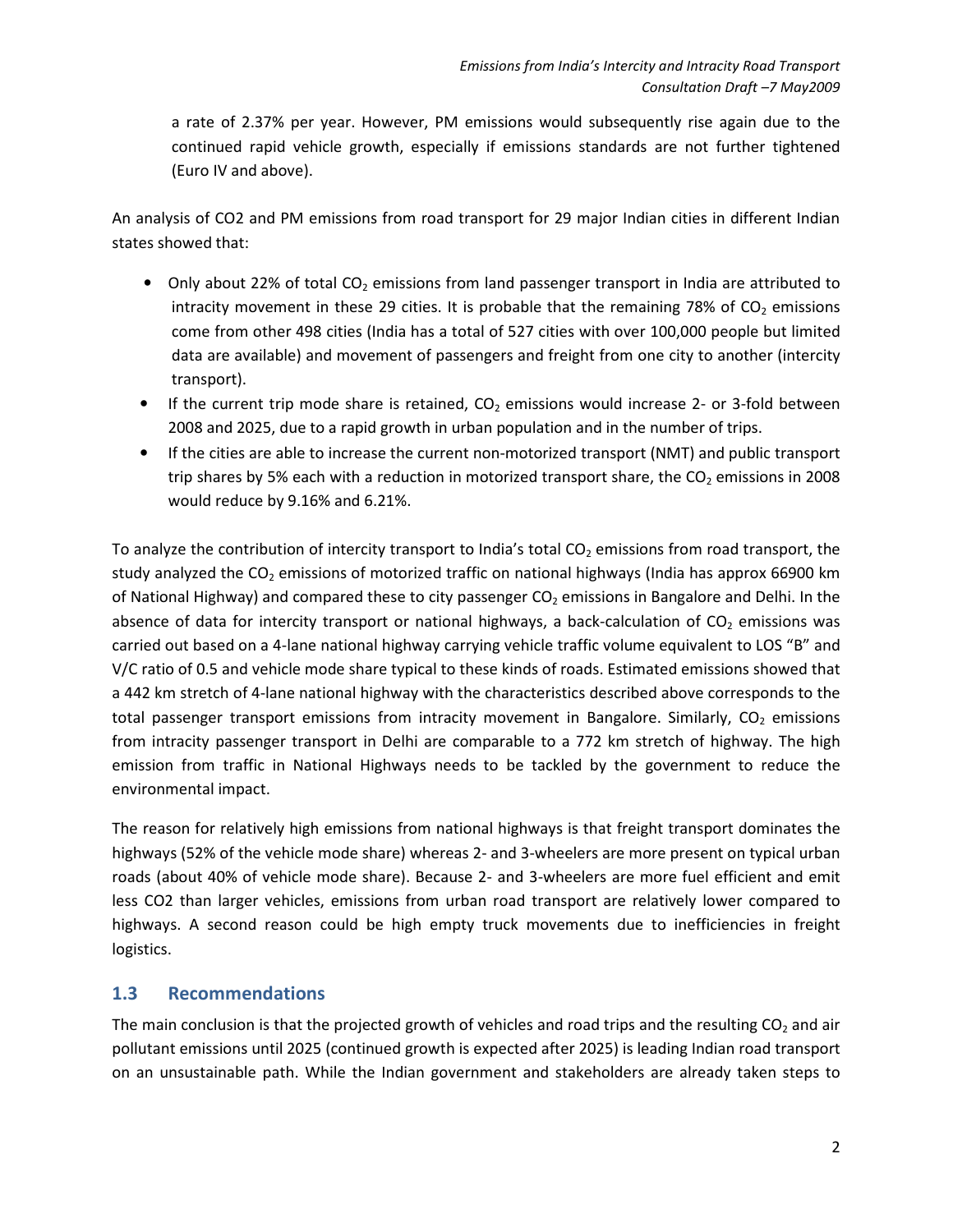a rate of 2.37% per year. However, PM emissions would subsequently rise again due to the continued rapid vehicle growth, especially if emissions standards are not further tightened (Euro IV and above).

An analysis of CO2 and PM emissions from road transport for 29 major Indian cities in different Indian states showed that:

- Only about 22% of total $CO_2$ emissions from land passenger transport in India are attributed to intracity movement in these 29 cities. It is probable that the remaining 78% of $CO_2$ emissions come from other 498 cities (India has a total of 527 cities with over 100,000 people but limited data are available) and movement of passengers and freight from one city to another (intercity transport).
- If the current trip mode share is retained, $CO_2$ emissions would increase 2- or 3-fold between 2008 and 2025, due to a rapid growth in urban population and in the number of trips.
- If the cities are able to increase the current non-motorized transport (NMT) and public transport trip shares by 5% each with a reduction in motorized transport share, the $CO_2$ emissions in 2008 would reduce by 9.16% and 6.21%.

To analyze the contribution of intercity transport to India's total $CO_2$ emissions from road transport, the study analyzed the $CO_2$ emissions of motorized traffic on national highways (India has approx 66900 km of National Highway) and compared these to city passenger $CO_2$ emissions in Bangalore and Delhi. In the absence of data for intercity transport or national highways, a back-calculation of $CO_2$ emissions was carried out based on a 4-lane national highway carrying vehicle traffic volume equivalent to LOS "B" and V/C ratio of 0.5 and vehicle mode share typical to these kinds of roads. Estimated emissions showed that a 442 km stretch of 4-lane national highway with the characteristics described above corresponds to the total passenger transport emissions from intracity movement in Bangalore. Similarly, $CO_2$ emissions from intracity passenger transport in Delhi are comparable to a 772 km stretch of highway. The high emission from traffic in National Highways needs to be tackled by the government to reduce the environmental impact.

The reason for relatively high emissions from national highways is that freight transport dominates the highways (52% of the vehicle mode share) whereas 2- and 3-wheelers are more present on typical urban roads (about 40% of vehicle mode share). Because 2- and 3-wheelers are more fuel efficient and emit less CO2 than larger vehicles, emissions from urban road transport are relatively lower compared to highways. A second reason could be high empty truck movements due to inefficiencies in freight logistics.

## 1.3 Recommendations

The main conclusion is that the projected growth of vehicles and road trips and the resulting $CO_2$ and air pollutant emissions until 2025 (continued growth is expected after 2025) is leading Indian road transport on an unsustainable path. While the Indian government and stakeholders are already taken steps to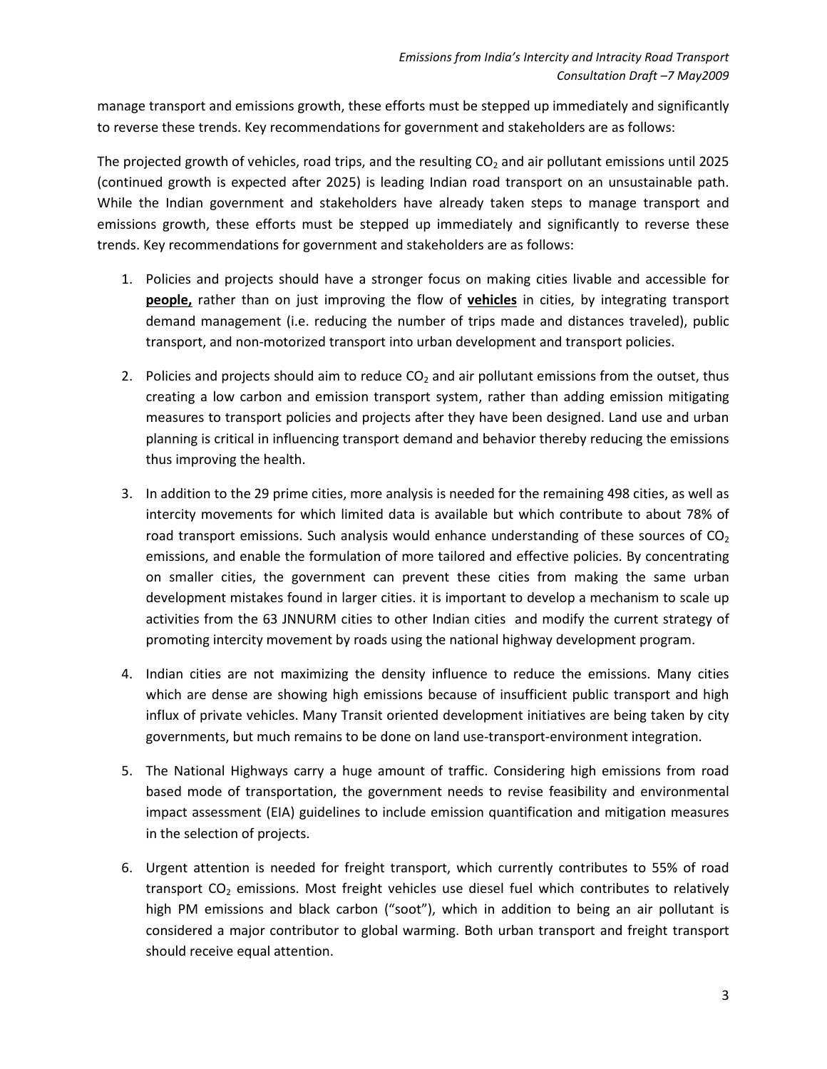manage transport and emissions growth, these efforts must be stepped up immediately and significantly to reverse these trends. Key recommendations for government and stakeholders are as follows:

The projected growth of vehicles, road trips, and the resulting $CO_2$ and air pollutant emissions until 2025 (continued growth is expected after 2025) is leading Indian road transport on an unsustainable path. While the Indian government and stakeholders have already taken steps to manage transport and emissions growth, these efforts must be stepped up immediately and significantly to reverse these trends. Key recommendations for government and stakeholders are as follows:

1. Policies and projects should have a stronger focus on making cities livable and accessible for **people,** rather than on just improving the flow of **vehicles** in cities, by integrating transport demand management (i.e. reducing the number of trips made and distances traveled), public transport, and non-motorized transport into urban development and transport policies.

2. Policies and projects should aim to reduce $CO_2$ and air pollutant emissions from the outset, thus creating a low carbon and emission transport system, rather than adding emission mitigating measures to transport policies and projects after they have been designed. Land use and urban planning is critical in influencing transport demand and behavior thereby reducing the emissions thus improving the health.

3. In addition to the 29 prime cities, more analysis is needed for the remaining 498 cities, as well as intercity movements for which limited data is available but which contribute to about 78% of road transport emissions. Such analysis would enhance understanding of these sources of $CO_2$ emissions, and enable the formulation of more tailored and effective policies. By concentrating on smaller cities, the government can prevent these cities from making the same urban development mistakes found in larger cities. it is important to develop a mechanism to scale up activities from the 63 JNNURM cities to other Indian cities and modify the current strategy of promoting intercity movement by roads using the national highway development program.

4. Indian cities are not maximizing the density influence to reduce the emissions. Many cities which are dense are showing high emissions because of insufficient public transport and high influx of private vehicles. Many Transit oriented development initiatives are being taken by city governments, but much remains to be done on land use-transport-environment integration.

5. The National Highways carry a huge amount of traffic. Considering high emissions from road based mode of transportation, the government needs to revise feasibility and environmental impact assessment (EIA) guidelines to include emission quantification and mitigation measures in the selection of projects.

6. Urgent attention is needed for freight transport, which currently contributes to 55% of road transport $CO_2$ emissions. Most freight vehicles use diesel fuel which contributes to relatively high PM emissions and black carbon ("soot"), which in addition to being an air pollutant is considered a major contributor to global warming. Both urban transport and freight transport should receive equal attention.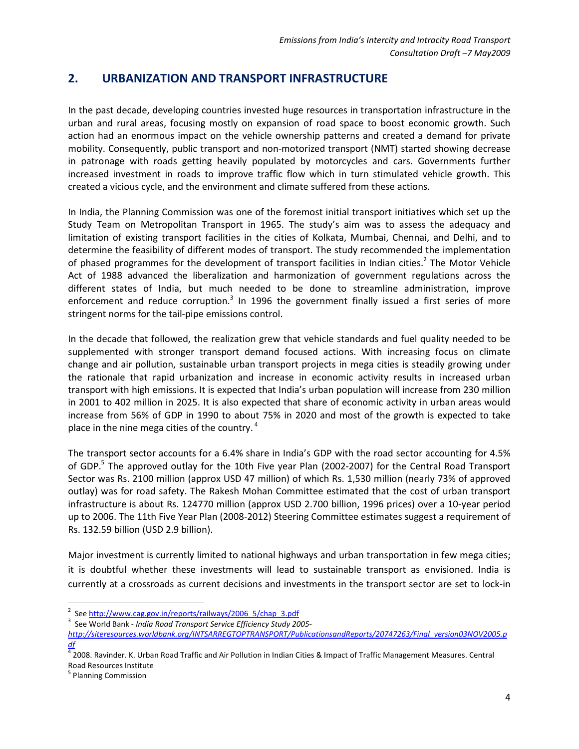## 2. URBANIZATION AND TRANSPORT INFRASTRUCTURE

In the past decade, developing countries invested huge resources in transportation infrastructure in the urban and rural areas, focusing mostly on expansion of road space to boost economic growth. Such action had an enormous impact on the vehicle ownership patterns and created a demand for private mobility. Consequently, public transport and non-motorized transport (NMT) started showing decrease in patronage with roads getting heavily populated by motorcycles and cars. Governments further increased investment in roads to improve traffic flow which in turn stimulated vehicle growth. This created a vicious cycle, and the environment and climate suffered from these actions.

In India, the Planning Commission was one of the foremost initial transport initiatives which set up the Study Team on Metropolitan Transport in 1965. The study's aim was to assess the adequacy and limitation of existing transport facilities in the cities of Kolkata, Mumbai, Chennai, and Delhi, and to determine the feasibility of different modes of transport. The study recommended the implementation of phased programmes for the development of transport facilities in Indian cities.[2] The Motor Vehicle Act of 1988 advanced the liberalization and harmonization of government regulations across the different states of India, but much needed to be done to streamline administration, improve enforcement and reduce corruption.[3] In 1996 the government finally issued a first series of more stringent norms for the tail-pipe emissions control.

In the decade that followed, the realization grew that vehicle standards and fuel quality needed to be supplemented with stronger transport demand focused actions. With increasing focus on climate change and air pollution, sustainable urban transport projects in mega cities is steadily growing under the rationale that rapid urbanization and increase in economic activity results in increased urban transport with high emissions. It is expected that India's urban population will increase from 230 million in 2001 to 402 million in 2025. It is also expected that share of economic activity in urban areas would increase from 56% of GDP in 1990 to about 75% in 2020 and most of the growth is expected to take place in the nine mega cities of the country.[4]

The transport sector accounts for a 6.4% share in India's GDP with the road sector accounting for 4.5% of GDP.[5] The approved outlay for the 10th Five year Plan (2002-2007) for the Central Road Transport Sector was Rs. 2100 million (approx USD 47 million) of which Rs. 1,530 million (nearly 73% of approved outlay) was for road safety. The Rakesh Mohan Committee estimated that the cost of urban transport infrastructure is about Rs. 124770 million (approx USD 2.700 billion, 1996 prices) over a 10-year period up to 2006. The 11th Five Year Plan (2008-2012) Steering Committee estimates suggest a requirement of Rs. 132.59 billion (USD 2.9 billion).

Major investment is currently limited to national highways and urban transportation in few mega cities; it is doubtful whether these investments will lead to sustainable transport as envisioned. India is currently at a crossroads as current decisions and investments in the transport sector are set to lock-in

---

[2] See http://www.cag.gov.in/reports/railways/2006_5/chap_3.pdf

[3] See World Bank - *India Road Transport Service Efficiency Study 2005- http://siteresources.worldbank.org/INTSARREGTOPTRANSPORT/PublicationsandReports/20747263/Final_version03NOV2005.pdf*

[4] 2008. Ravinder. K. Urban Road Traffic and Air Pollution in Indian Cities & Impact of Traffic Management Measures. Central Road Resources Institute

[5] Planning Commission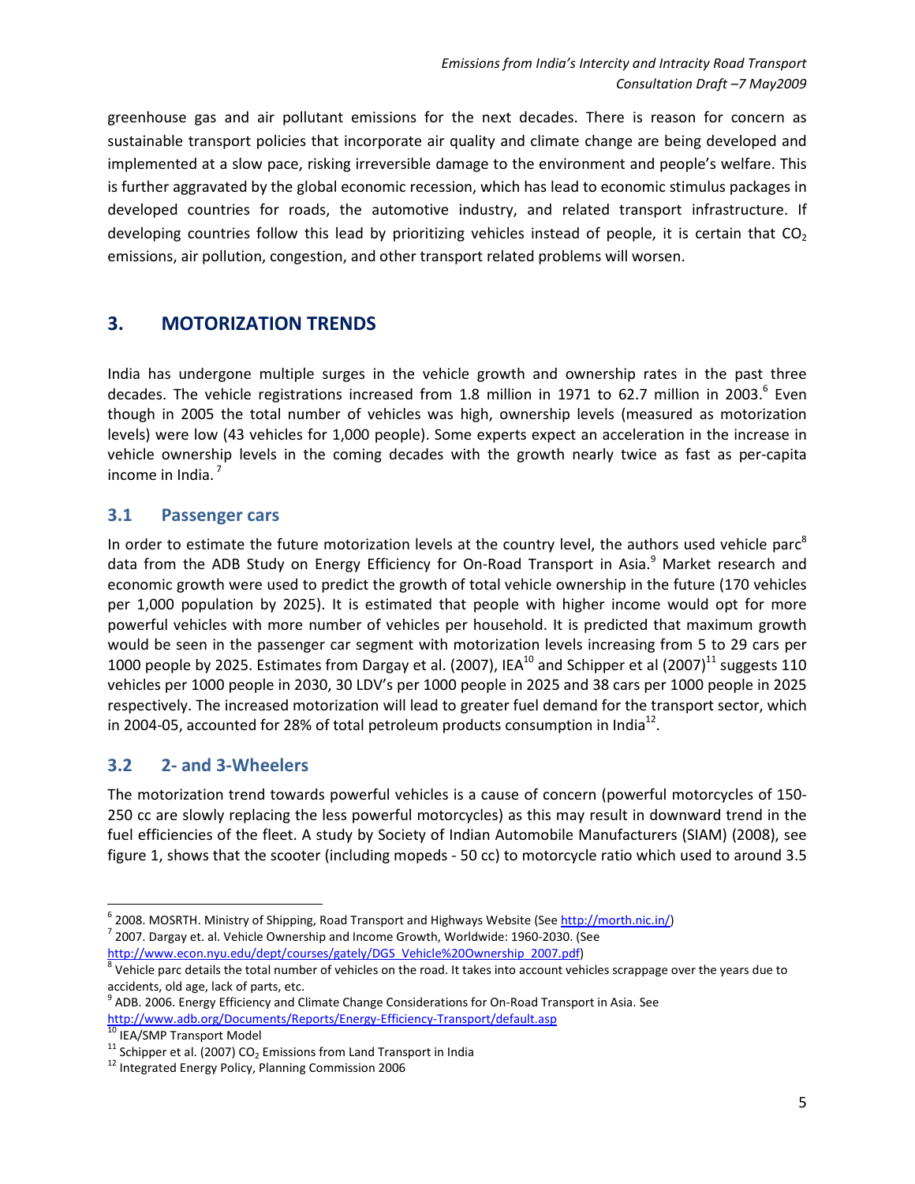greenhouse gas and air pollutant emissions for the next decades. There is reason for concern as sustainable transport policies that incorporate air quality and climate change are being developed and implemented at a slow pace, risking irreversible damage to the environment and people's welfare. This is further aggravated by the global economic recession, which has lead to economic stimulus packages in developed countries for roads, the automotive industry, and related transport infrastructure. If developing countries follow this lead by prioritizing vehicles instead of people, it is certain that $CO_2$ emissions, air pollution, congestion, and other transport related problems will worsen.

## 3. MOTORIZATION TRENDS

India has undergone multiple surges in the vehicle growth and ownership rates in the past three decades. The vehicle registrations increased from 1.8 million in 1971 to 62.7 million in 2003.[6] Even though in 2005 the total number of vehicles was high, ownership levels (measured as motorization levels) were low (43 vehicles for 1,000 people). Some experts expect an acceleration in the increase in vehicle ownership levels in the coming decades with the growth nearly twice as fast as per-capita income in India.[7]

### 3.1 Passenger cars

In order to estimate the future motorization levels at the country level, the authors used vehicle parc[8] data from the ADB Study on Energy Efficiency for On-Road Transport in Asia.[9] Market research and economic growth were used to predict the growth of total vehicle ownership in the future (170 vehicles per 1,000 population by 2025). It is estimated that people with higher income would opt for more powerful vehicles with more number of vehicles per household. It is predicted that maximum growth would be seen in the passenger car segment with motorization levels increasing from 5 to 29 cars per 1000 people by 2025. Estimates from Dargay et al. (2007), IEA[10] and Schipper et al (2007)[11] suggests 110 vehicles per 1000 people in 2030, 30 LDV's per 1000 people in 2025 and 38 cars per 1000 people in 2025 respectively. The increased motorization will lead to greater fuel demand for the transport sector, which in 2004-05, accounted for 28% of total petroleum products consumption in India[12].

### 3.2 2- and 3-Wheelers

The motorization trend towards powerful vehicles is a cause of concern (powerful motorcycles of 150-250 cc are slowly replacing the less powerful motorcycles) as this may result in downward trend in the fuel efficiencies of the fleet. A study by Society of Indian Automobile Manufacturers (SIAM) (2008), see figure 1, shows that the scooter (including mopeds - 50 cc) to motorcycle ratio which used to around 3.5

---

[6] 2008. MOSRTH. Ministry of Shipping, Road Transport and Highways Website (See http://morth.nic.in/)

[7] 2007. Dargay et. al. Vehicle Ownership and Income Growth, Worldwide: 1960-2030. (See http://www.econ.nyu.edu/dept/courses/gately/DGS_Vehicle%20Ownership_2007.pdf)

[8] Vehicle parc details the total number of vehicles on the road. It takes into account vehicles scrappage over the years due to accidents, old age, lack of parts, etc.

[9] ADB. 2006. Energy Efficiency and Climate Change Considerations for On-Road Transport in Asia. See http://www.adb.org/Documents/Reports/Energy-Efficiency-Transport/default.asp

[10] IEA/SMP Transport Model

[11] Schipper et al. (2007) $CO_2$ Emissions from Land Transport in India

[12] Integrated Energy Policy, Planning Commission 2006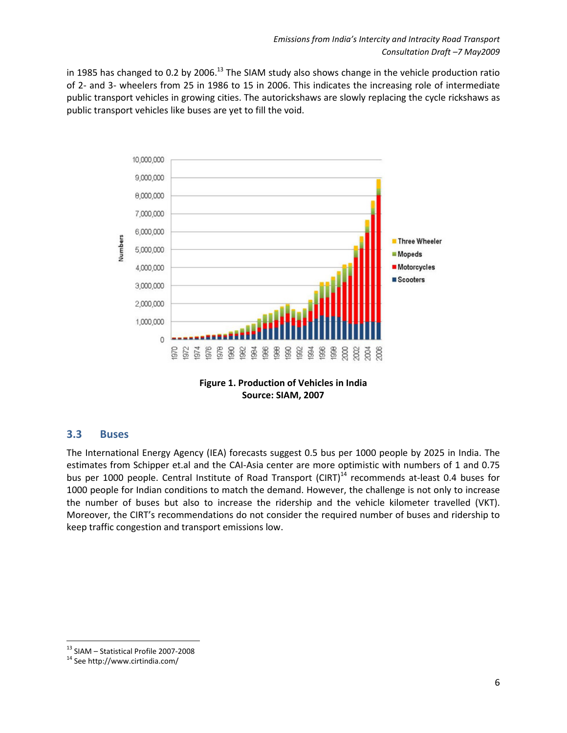in 1985 has changed to 0.2 by 2006.[13] The SIAM study also shows change in the vehicle production ratio of 2- and 3- wheelers from 25 in 1986 to 15 in 2006. This indicates the increasing role of intermediate public transport vehicles in growing cities. The autorickshaws are slowly replacing the cycle rickshaws as public transport vehicles like buses are yet to fill the void.

**Figure 1. Production of Vehicles in India**
**Source: SIAM, 2007**

## 3.3 Buses

The International Energy Agency (IEA) forecasts suggest 0.5 bus per 1000 people by 2025 in India. The estimates from Schipper et.al and the CAI-Asia center are more optimistic with numbers of 1 and 0.75 bus per 1000 people. Central Institute of Road Transport (CIRT)[14] recommends at-least 0.4 buses for 1000 people for Indian conditions to match the demand. However, the challenge is not only to increase the number of buses but also to increase the ridership and the vehicle kilometer travelled (VKT). Moreover, the CIRT's recommendations do not consider the required number of buses and ridership to keep traffic congestion and transport emissions low.

[13] SIAM – Statistical Profile 2007-2008

[14] See http://www.cirtindia.com/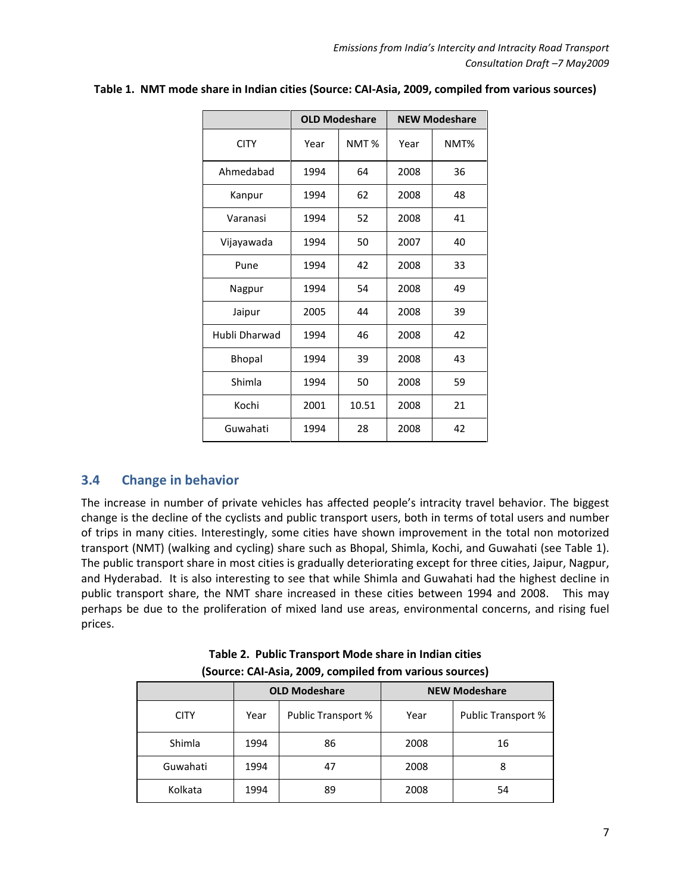**Table 1. NMT mode share in Indian cities (Source: CAI-Asia, 2009, compiled from various sources)**

| | OLD Modeshare | | NEW Modeshare | |
|---|---|---|---|---|
| CITY | Year | NMT % | Year | NMT% |
| Ahmedabad | 1994 | 64 | 2008 | 36 |
| Kanpur | 1994 | 62 | 2008 | 48 |
| Varanasi | 1994 | 52 | 2008 | 41 |
| Vijayawada | 1994 | 50 | 2007 | 40 |
| Pune | 1994 | 42 | 2008 | 33 |
| Nagpur | 1994 | 54 | 2008 | 49 |
| Jaipur | 2005 | 44 | 2008 | 39 |
| Hubli Dharwad | 1994 | 46 | 2008 | 42 |
| Bhopal | 1994 | 39 | 2008 | 43 |
| Shimla | 1994 | 50 | 2008 | 59 |
| Kochi | 2001 | 10.51 | 2008 | 21 |
| Guwahati | 1994 | 28 | 2008 | 42 |

## 3.4 Change in behavior

The increase in number of private vehicles has affected people's intracity travel behavior. The biggest change is the decline of the cyclists and public transport users, both in terms of total users and number of trips in many cities. Interestingly, some cities have shown improvement in the total non motorized transport (NMT) (walking and cycling) share such as Bhopal, Shimla, Kochi, and Guwahati (see Table 1). The public transport share in most cities is gradually deteriorating except for three cities, Jaipur, Nagpur, and Hyderabad. It is also interesting to see that while Shimla and Guwahati had the highest decline in public transport share, the NMT share increased in these cities between 1994 and 2008. This may perhaps be due to the proliferation of mixed land use areas, environmental concerns, and rising fuel prices.

**Table 2. Public Transport Mode share in Indian cities (Source: CAI-Asia, 2009, compiled from various sources)**

| | OLD Modeshare | | NEW Modeshare | |
|---|---|---|---|---|
| CITY | Year | Public Transport % | Year | Public Transport % |
| Shimla | 1994 | 86 | 2008 | 16 |
| Guwahati | 1994 | 47 | 2008 | 8 |
| Kolkata | 1994 | 89 | 2008 | 54 |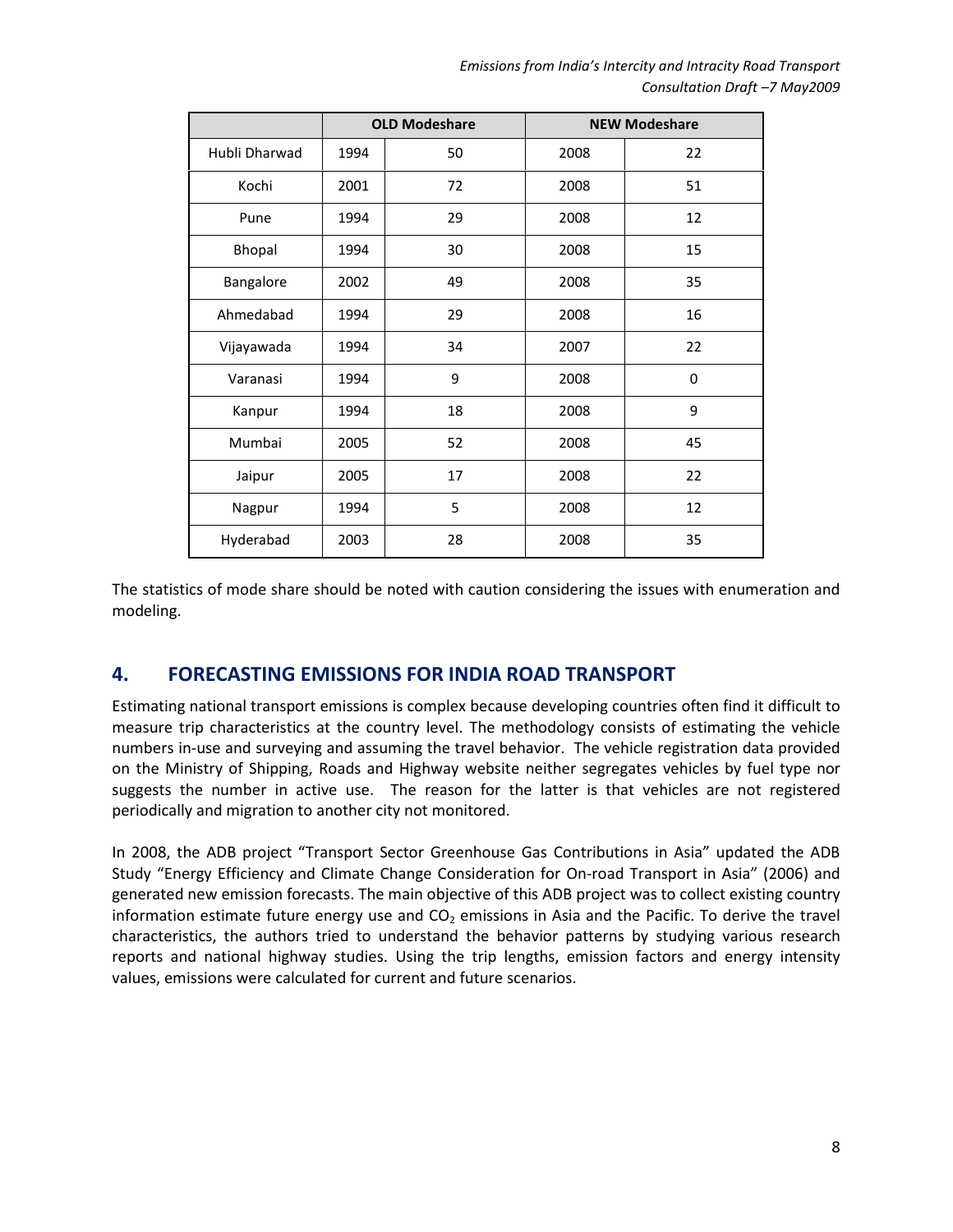| | OLD Modeshare | | NEW Modeshare | |
|---|---|---|---|---|
| Hubli Dharwad | 1994 | 50 | 2008 | 22 |
| Kochi | 2001 | 72 | 2008 | 51 |
| Pune | 1994 | 29 | 2008 | 12 |
| Bhopal | 1994 | 30 | 2008 | 15 |
| Bangalore | 2002 | 49 | 2008 | 35 |
| Ahmedabad | 1994 | 29 | 2008 | 16 |
| Vijayawada | 1994 | 34 | 2007 | 22 |
| Varanasi | 1994 | 9 | 2008 | 0 |
| Kanpur | 1994 | 18 | 2008 | 9 |
| Mumbai | 2005 | 52 | 2008 | 45 |
| Jaipur | 2005 | 17 | 2008 | 22 |
| Nagpur | 1994 | 5 | 2008 | 12 |
| Hyderabad | 2003 | 28 | 2008 | 35 |

The statistics of mode share should be noted with caution considering the issues with enumeration and modeling.

## 4. FORECASTING EMISSIONS FOR INDIA ROAD TRANSPORT

Estimating national transport emissions is complex because developing countries often find it difficult to measure trip characteristics at the country level. The methodology consists of estimating the vehicle numbers in-use and surveying and assuming the travel behavior. The vehicle registration data provided on the Ministry of Shipping, Roads and Highway website neither segregates vehicles by fuel type nor suggests the number in active use. The reason for the latter is that vehicles are not registered periodically and migration to another city not monitored.

In 2008, the ADB project "Transport Sector Greenhouse Gas Contributions in Asia" updated the ADB Study "Energy Efficiency and Climate Change Consideration for On-road Transport in Asia" (2006) and generated new emission forecasts. The main objective of this ADB project was to collect existing country information estimate future energy use and $CO_2$ emissions in Asia and the Pacific. To derive the travel characteristics, the authors tried to understand the behavior patterns by studying various research reports and national highway studies. Using the trip lengths, emission factors and energy intensity values, emissions were calculated for current and future scenarios.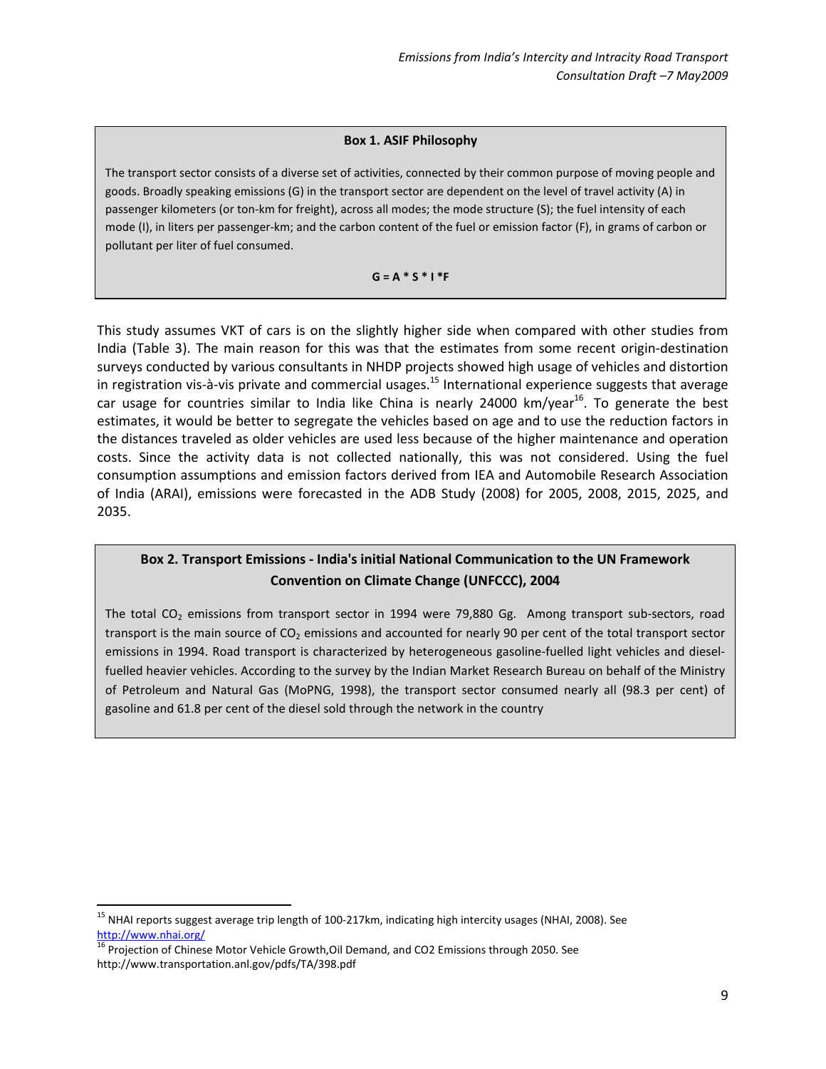**Box 1. ASIF Philosophy**

The transport sector consists of a diverse set of activities, connected by their common purpose of moving people and goods. Broadly speaking emissions (G) in the transport sector are dependent on the level of travel activity (A) in passenger kilometers (or ton-km for freight), across all modes; the mode structure (S); the fuel intensity of each mode (I), in liters per passenger-km; and the carbon content of the fuel or emission factor (F), in grams of carbon or pollutant per liter of fuel consumed.

$$G = A * S * I * F$$

This study assumes VKT of cars is on the slightly higher side when compared with other studies from India (Table 3). The main reason for this was that the estimates from some recent origin-destination surveys conducted by various consultants in NHDP projects showed high usage of vehicles and distortion in registration vis-à-vis private and commercial usages.[15] International experience suggests that average car usage for countries similar to India like China is nearly 24000 km/year[16]. To generate the best estimates, it would be better to segregate the vehicles based on age and to use the reduction factors in the distances traveled as older vehicles are used less because of the higher maintenance and operation costs. Since the activity data is not collected nationally, this was not considered. Using the fuel consumption assumptions and emission factors derived from IEA and Automobile Research Association of India (ARAI), emissions were forecasted in the ADB Study (2008) for 2005, 2008, 2015, 2025, and 2035.

**Box 2. Transport Emissions - India's initial National Communication to the UN Framework Convention on Climate Change (UNFCCC), 2004**

The total $CO_2$ emissions from transport sector in 1994 were 79,880 Gg. Among transport sub-sectors, road transport is the main source of $CO_2$ emissions and accounted for nearly 90 per cent of the total transport sector emissions in 1994. Road transport is characterized by heterogeneous gasoline-fuelled light vehicles and diesel-fuelled heavier vehicles. According to the survey by the Indian Market Research Bureau on behalf of the Ministry of Petroleum and Natural Gas (MoPNG, 1998), the transport sector consumed nearly all (98.3 per cent) of gasoline and 61.8 per cent of the diesel sold through the network in the country

---

[15] NHAI reports suggest average trip length of 100-217km, indicating high intercity usages (NHAI, 2008). See http://www.nhai.org/

[16] Projection of Chinese Motor Vehicle Growth,Oil Demand, and CO2 Emissions through 2050. See http://www.transportation.anl.gov/pdfs/TA/398.pdf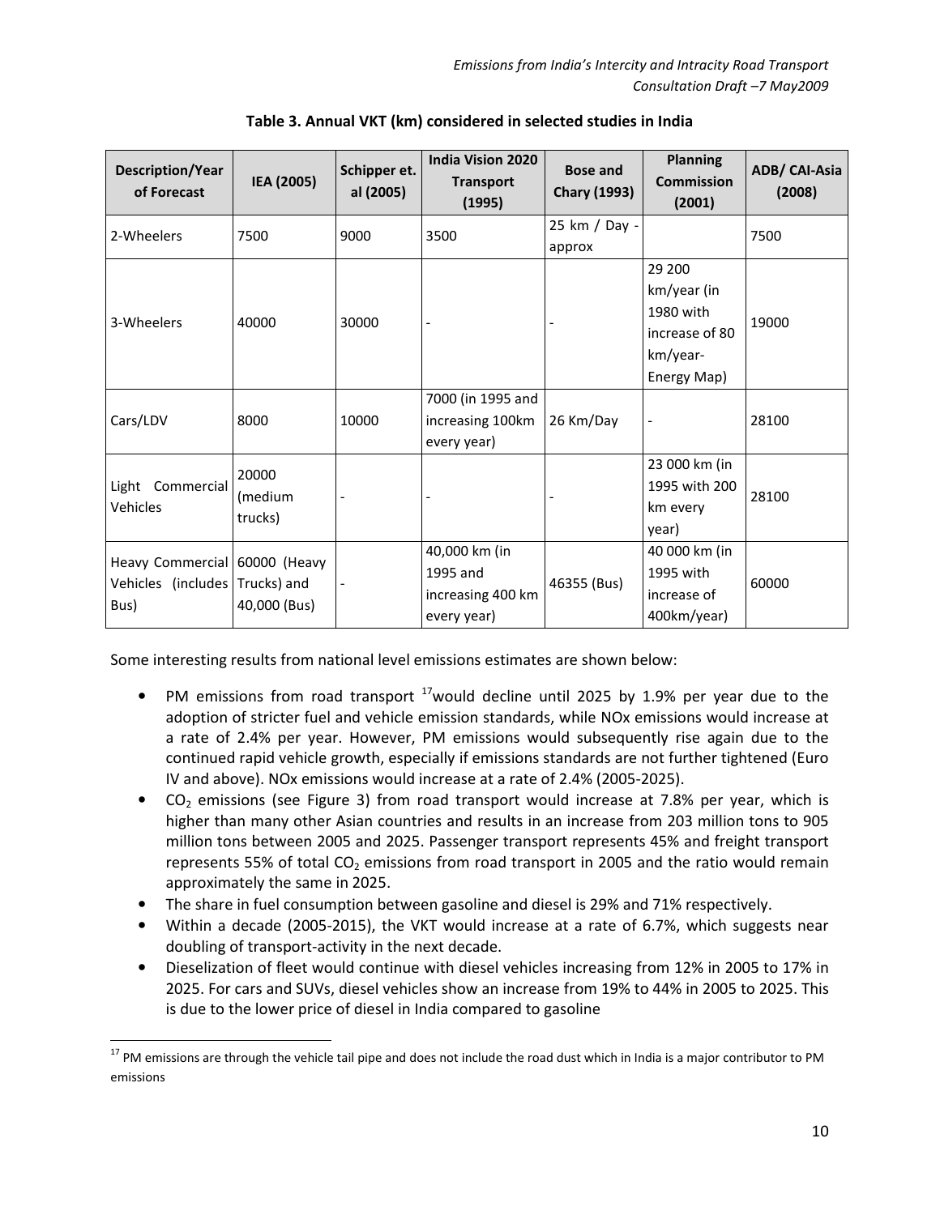**Table 3. Annual VKT (km) considered in selected studies in India**

| Description/Year of Forecast | IEA (2005) | Schipper et. al (2005) | India Vision 2020 Transport (1995) | Bose and Chary (1993) | Planning Commission (2001) | ADB/ CAI-Asia (2008) |
|---|---|---|---|---|---|---|
| 2-Wheelers | 7500 | 9000 | 3500 | 25 km / Day - approx | | 7500 |
| 3-Wheelers | 40000 | 30000 | - | - | 29 200 km/year (in 1980 with increase of 80 km/year- Energy Map) | 19000 |
| Cars/LDV | 8000 | 10000 | 7000 (in 1995 and increasing 100km every year) | 26 Km/Day | - | 28100 |
| Light Commercial Vehicles | 20000 (medium trucks) | - | - | - | 23 000 km (in 1995 with 200 km every year) | 28100 |
| Heavy Commercial Vehicles (includes Bus) | 60000 (Heavy Trucks) and 40,000 (Bus) | - | 40,000 km (in 1995 and increasing 400 km every year) | 46355 (Bus) | 40 000 km (in 1995 with increase of 400km/year) | 60000 |

Some interesting results from national level emissions estimates are shown below:

- PM emissions from road transport [17]would decline until 2025 by 1.9% per year due to the adoption of stricter fuel and vehicle emission standards, while NOx emissions would increase at a rate of 2.4% per year. However, PM emissions would subsequently rise again due to the continued rapid vehicle growth, especially if emissions standards are not further tightened (Euro IV and above). NOx emissions would increase at a rate of 2.4% (2005-2025).
- $CO_2$ emissions (see Figure 3) from road transport would increase at 7.8% per year, which is higher than many other Asian countries and results in an increase from 203 million tons to 905 million tons between 2005 and 2025. Passenger transport represents 45% and freight transport represents 55% of total $CO_2$ emissions from road transport in 2005 and the ratio would remain approximately the same in 2025.
- The share in fuel consumption between gasoline and diesel is 29% and 71% respectively.
- Within a decade (2005-2015), the VKT would increase at a rate of 6.7%, which suggests near doubling of transport-activity in the next decade.
- Dieselization of fleet would continue with diesel vehicles increasing from 12% in 2005 to 17% in 2025. For cars and SUVs, diesel vehicles show an increase from 19% to 44% in 2005 to 2025. This is due to the lower price of diesel in India compared to gasoline

[17] PM emissions are through the vehicle tail pipe and does not include the road dust which in India is a major contributor to PM emissions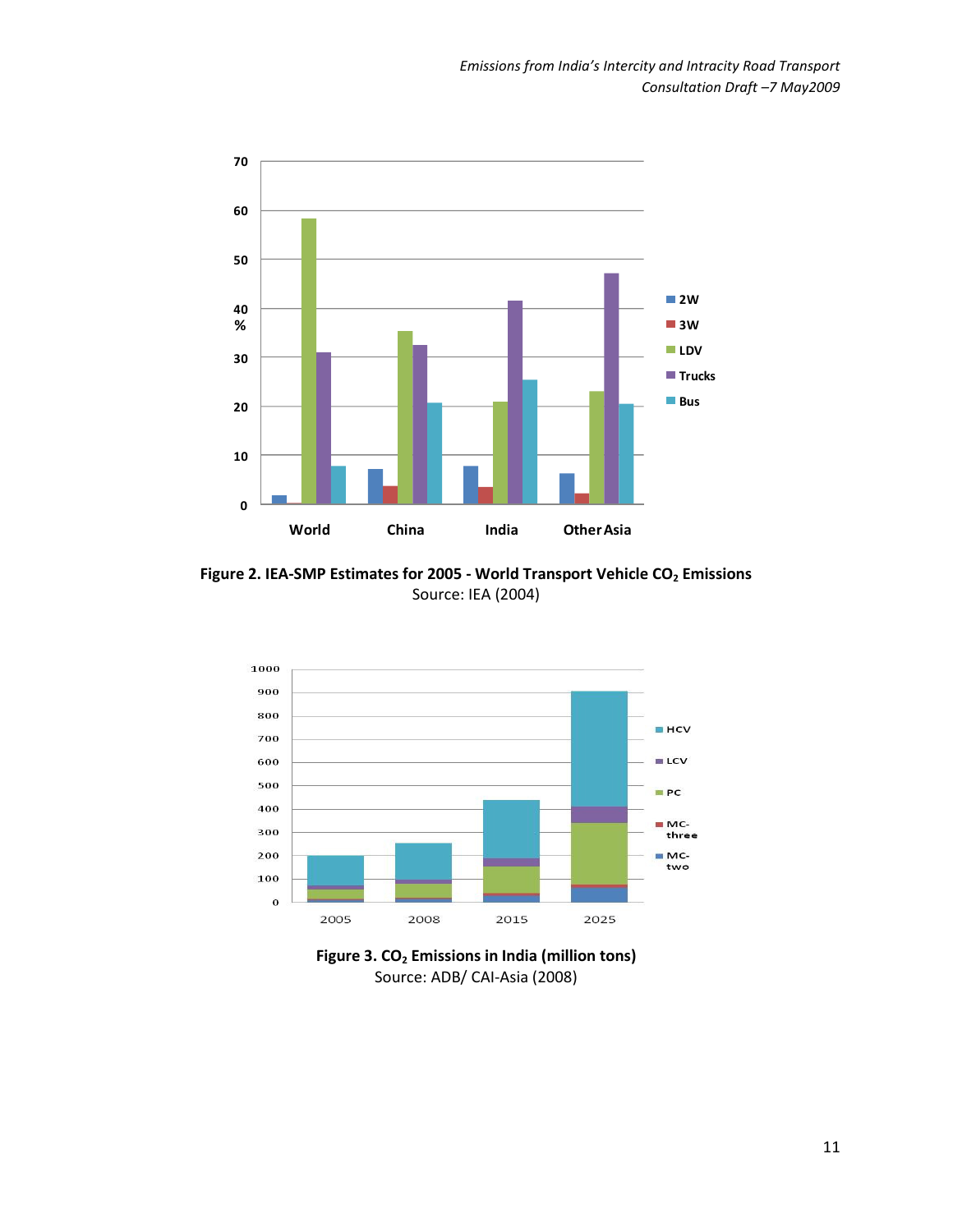Figure 2. IEA-SMP Estimates for 2005 - World Transport Vehicle $CO_2$ Emissions
Source: IEA (2004)

Figure 3. $CO_2$ Emissions in India (million tons)
Source: ADB/ CAI-Asia (2008)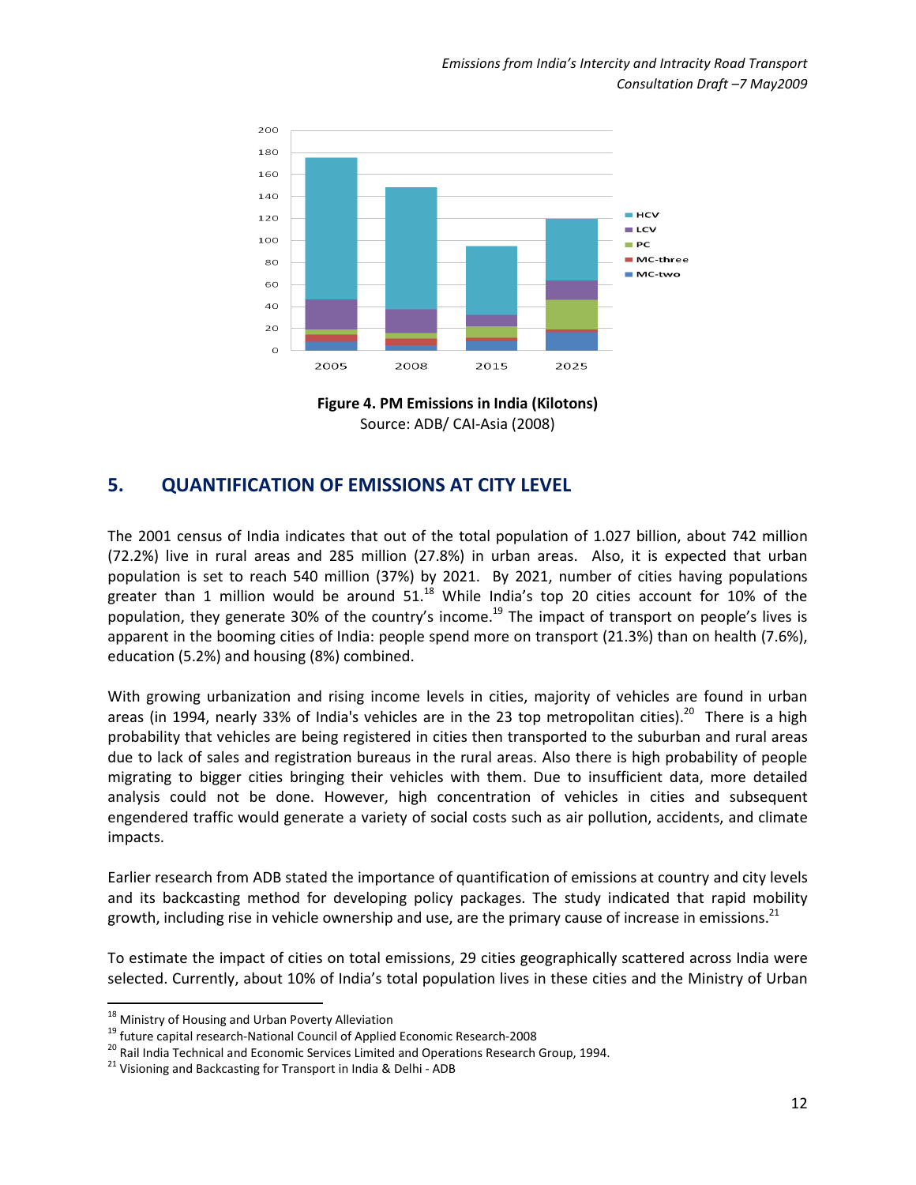Figure 4. PM Emissions in India (Kilotons)

Source: ADB/ CAI-Asia (2008)

## 5. QUANTIFICATION OF EMISSIONS AT CITY LEVEL

The 2001 census of India indicates that out of the total population of 1.027 billion, about 742 million (72.2%) live in rural areas and 285 million (27.8%) in urban areas. Also, it is expected that urban population is set to reach 540 million (37%) by 2021. By 2021, number of cities having populations greater than 1 million would be around 51.[18] While India's top 20 cities account for 10% of the population, they generate 30% of the country's income.[19] The impact of transport on people's lives is apparent in the booming cities of India: people spend more on transport (21.3%) than on health (7.6%), education (5.2%) and housing (8%) combined.

With growing urbanization and rising income levels in cities, majority of vehicles are found in urban areas (in 1994, nearly 33% of India's vehicles are in the 23 top metropolitan cities).[20] There is a high probability that vehicles are being registered in cities then transported to the suburban and rural areas due to lack of sales and registration bureaus in the rural areas. Also there is high probability of people migrating to bigger cities bringing their vehicles with them. Due to insufficient data, more detailed analysis could not be done. However, high concentration of vehicles in cities and subsequent engendered traffic would generate a variety of social costs such as air pollution, accidents, and climate impacts.

Earlier research from ADB stated the importance of quantification of emissions at country and city levels and its backcasting method for developing policy packages. The study indicated that rapid mobility growth, including rise in vehicle ownership and use, are the primary cause of increase in emissions.[21]

To estimate the impact of cities on total emissions, 29 cities geographically scattered across India were selected. Currently, about 10% of India's total population lives in these cities and the Ministry of Urban

---

[18] Ministry of Housing and Urban Poverty Alleviation

[19] future capital research-National Council of Applied Economic Research-2008

[20] Rail India Technical and Economic Services Limited and Operations Research Group, 1994.

[21] Visioning and Backcasting for Transport in India & Delhi - ADB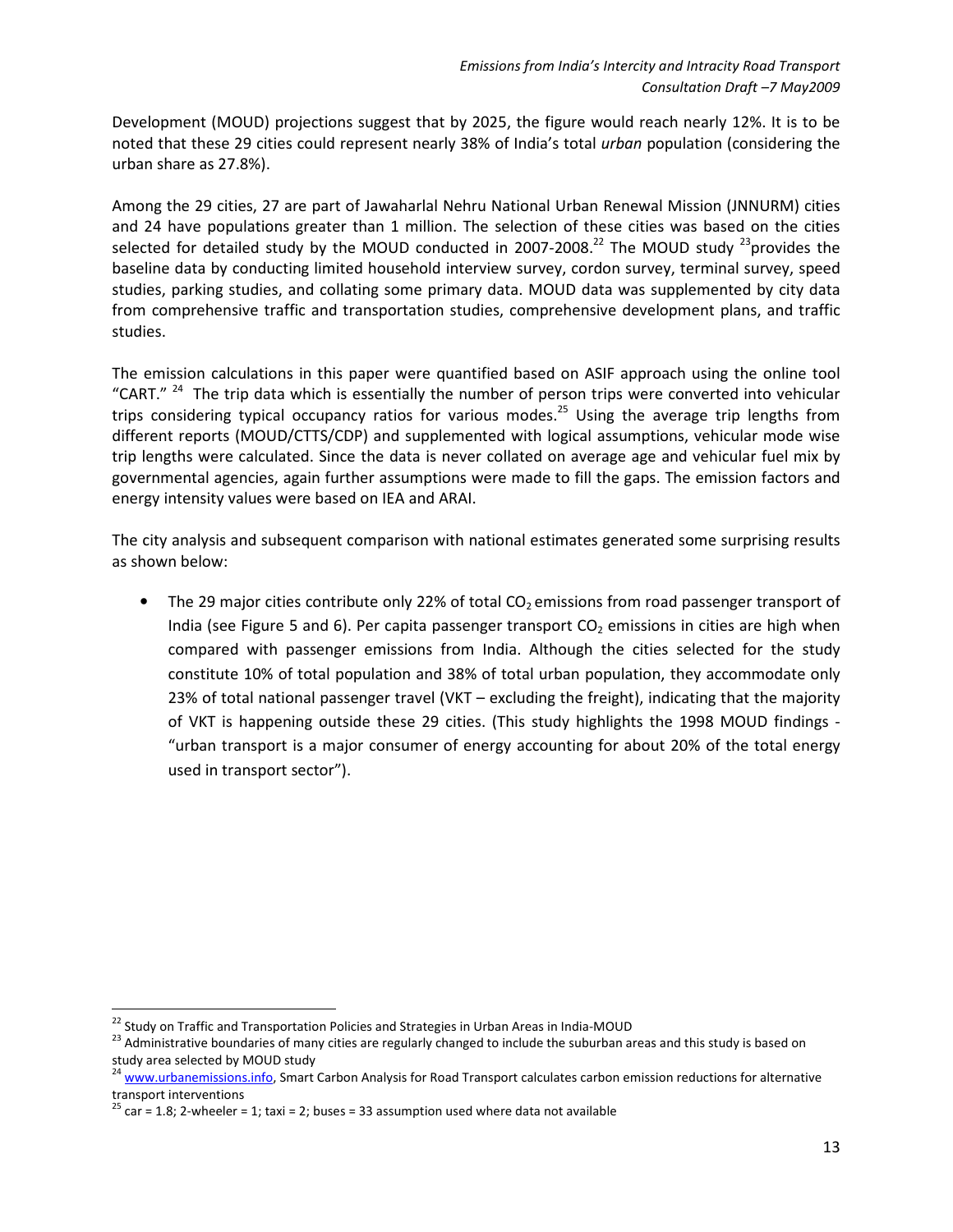Development (MOUD) projections suggest that by 2025, the figure would reach nearly 12%. It is to be noted that these 29 cities could represent nearly 38% of India's total *urban* population (considering the urban share as 27.8%).

Among the 29 cities, 27 are part of Jawaharlal Nehru National Urban Renewal Mission (JNNURM) cities and 24 have populations greater than 1 million. The selection of these cities was based on the cities selected for detailed study by the MOUD conducted in 2007-2008.[22] The MOUD study [23]provides the baseline data by conducting limited household interview survey, cordon survey, terminal survey, speed studies, parking studies, and collating some primary data. MOUD data was supplemented by city data from comprehensive traffic and transportation studies, comprehensive development plans, and traffic studies.

The emission calculations in this paper were quantified based on ASIF approach using the online tool "CART." [24] The trip data which is essentially the number of person trips were converted into vehicular trips considering typical occupancy ratios for various modes.[25] Using the average trip lengths from different reports (MOUD/CTTS/CDP) and supplemented with logical assumptions, vehicular mode wise trip lengths were calculated. Since the data is never collated on average age and vehicular fuel mix by governmental agencies, again further assumptions were made to fill the gaps. The emission factors and energy intensity values were based on IEA and ARAI.

The city analysis and subsequent comparison with national estimates generated some surprising results as shown below:

- The 29 major cities contribute only 22% of total $CO_2$ emissions from road passenger transport of India (see Figure 5 and 6). Per capita passenger transport $CO_2$ emissions in cities are high when compared with passenger emissions from India. Although the cities selected for the study constitute 10% of total population and 38% of total urban population, they accommodate only 23% of total national passenger travel (VKT – excluding the freight), indicating that the majority of VKT is happening outside these 29 cities. (This study highlights the 1998 MOUD findings - "urban transport is a major consumer of energy accounting for about 20% of the total energy used in transport sector").

---

[22] Study on Traffic and Transportation Policies and Strategies in Urban Areas in India-MOUD

[23] Administrative boundaries of many cities are regularly changed to include the suburban areas and this study is based on study area selected by MOUD study

[24] www.urbanemissions.info, Smart Carbon Analysis for Road Transport calculates carbon emission reductions for alternative transport interventions

[25] car = 1.8; 2-wheeler = 1; taxi = 2; buses = 33 assumption used where data not available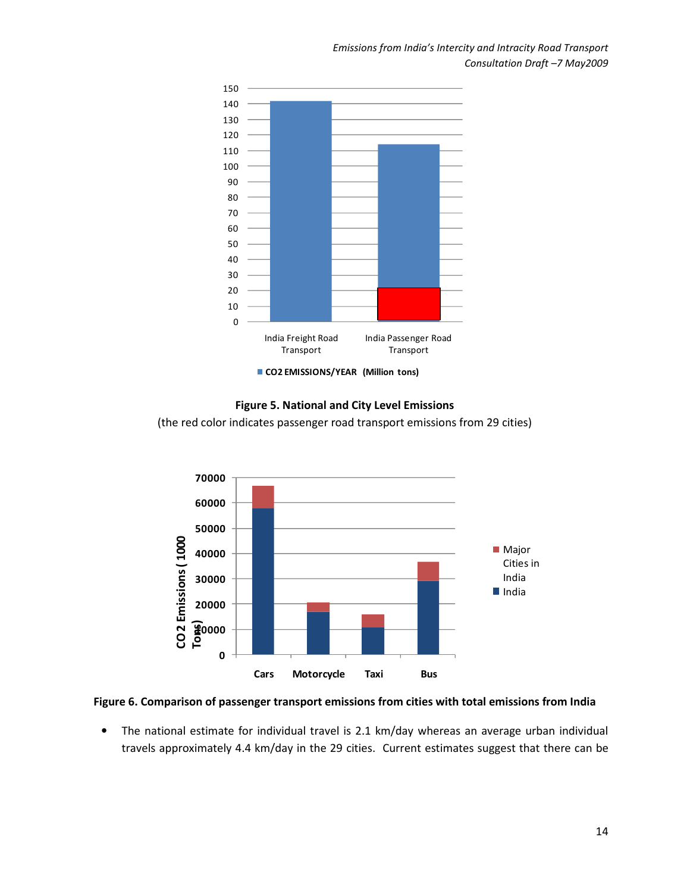**Figure 5. National and City Level Emissions**

(the red color indicates passenger road transport emissions from 29 cities)

**Figure 6. Comparison of passenger transport emissions from cities with total emissions from India**

- The national estimate for individual travel is 2.1 km/day whereas an average urban individual travels approximately 4.4 km/day in the 29 cities. Current estimates suggest that there can be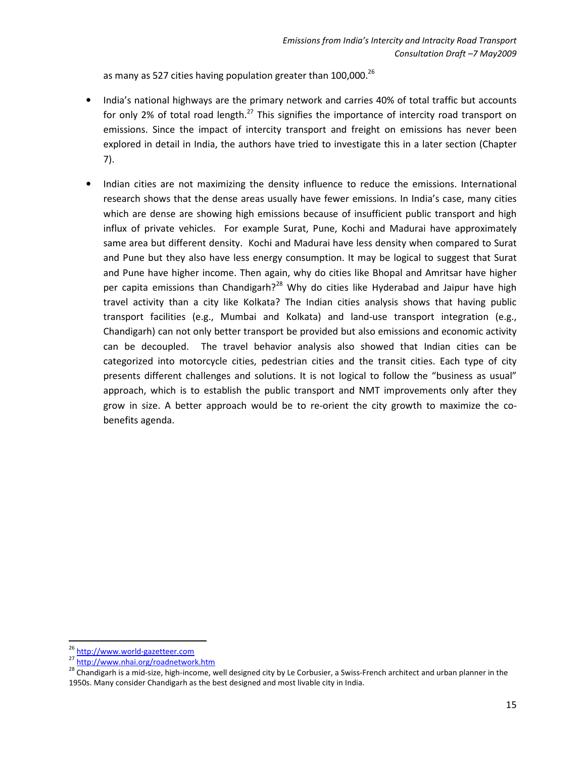as many as 527 cities having population greater than 100,000.[26]

- India's national highways are the primary network and carries 40% of total traffic but accounts for only 2% of total road length.[27] This signifies the importance of intercity road transport on emissions. Since the impact of intercity transport and freight on emissions has never been explored in detail in India, the authors have tried to investigate this in a later section (Chapter 7).

- Indian cities are not maximizing the density influence to reduce the emissions. International research shows that the dense areas usually have fewer emissions. In India's case, many cities which are dense are showing high emissions because of insufficient public transport and high influx of private vehicles. For example Surat, Pune, Kochi and Madurai have approximately same area but different density. Kochi and Madurai have less density when compared to Surat and Pune but they also have less energy consumption. It may be logical to suggest that Surat and Pune have higher income. Then again, why do cities like Bhopal and Amritsar have higher per capita emissions than Chandigarh?[28] Why do cities like Hyderabad and Jaipur have high travel activity than a city like Kolkata? The Indian cities analysis shows that having public transport facilities (e.g., Mumbai and Kolkata) and land-use transport integration (e.g., Chandigarh) can not only better transport be provided but also emissions and economic activity can be decoupled. The travel behavior analysis also showed that Indian cities can be categorized into motorcycle cities, pedestrian cities and the transit cities. Each type of city presents different challenges and solutions. It is not logical to follow the "business as usual" approach, which is to establish the public transport and NMT improvements only after they grow in size. A better approach would be to re-orient the city growth to maximize the co-benefits agenda.

---

[26] http://www.world-gazetteer.com

[27] http://www.nhai.org/roadnetwork.htm

[28] Chandigarh is a mid-size, high-income, well designed city by Le Corbusier, a Swiss-French architect and urban planner in the 1950s. Many consider Chandigarh as the best designed and most livable city in India.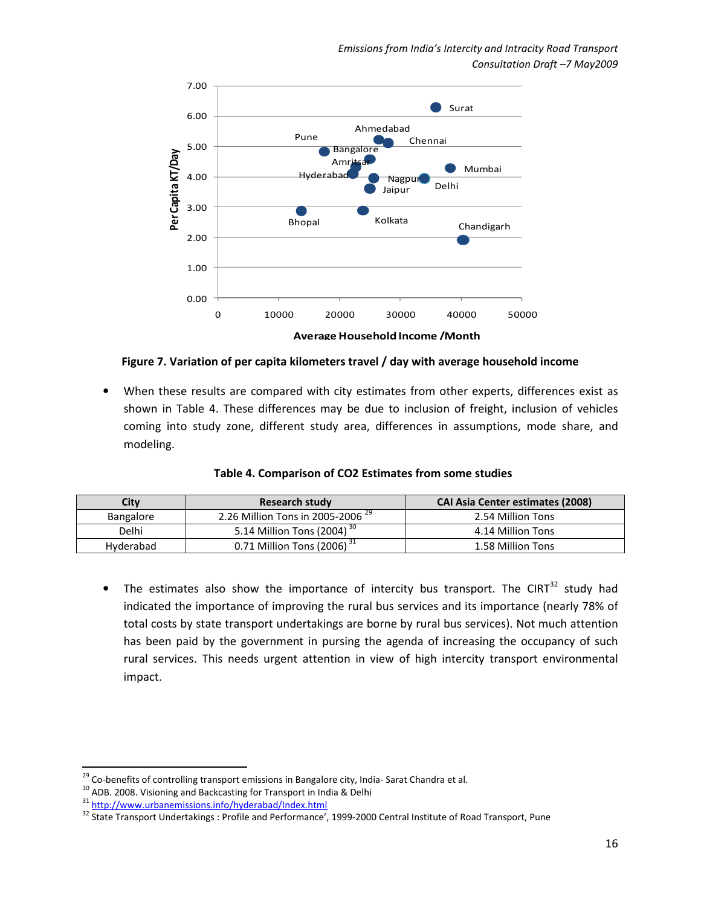**Figure 7. Variation of per capita kilometers travel / day with average household income**

- When these results are compared with city estimates from other experts, differences exist as shown in Table 4. These differences may be due to inclusion of freight, inclusion of vehicles coming into study zone, different study area, differences in assumptions, mode share, and modeling.

**Table 4. Comparison of $CO_2$ Estimates from some studies**

| City | Research study | CAI Asia Center estimates (2008) |
|---|---|---|
| Bangalore | 2.26 Million Tons in 2005-2006 [29] | 2.54 Million Tons |
| Delhi | 5.14 Million Tons (2004) [30] | 4.14 Million Tons |
| Hyderabad | 0.71 Million Tons (2006) [31] | 1.58 Million Tons |

- The estimates also show the importance of intercity bus transport. The CIRT[32] study had indicated the importance of improving the rural bus services and its importance (nearly 78% of total costs by state transport undertakings are borne by rural bus services). Not much attention has been paid by the government in pursing the agenda of increasing the occupancy of such rural services. This needs urgent attention in view of high intercity transport environmental impact.

[29] Co-benefits of controlling transport emissions in Bangalore city, India- Sarat Chandra et al.

[30] ADB. 2008. Visioning and Backcasting for Transport in India & Delhi

[31] http://www.urbanemissions.info/hyderabad/Index.html

[32] State Transport Undertakings : Profile and Performance', 1999-2000 Central Institute of Road Transport, Pune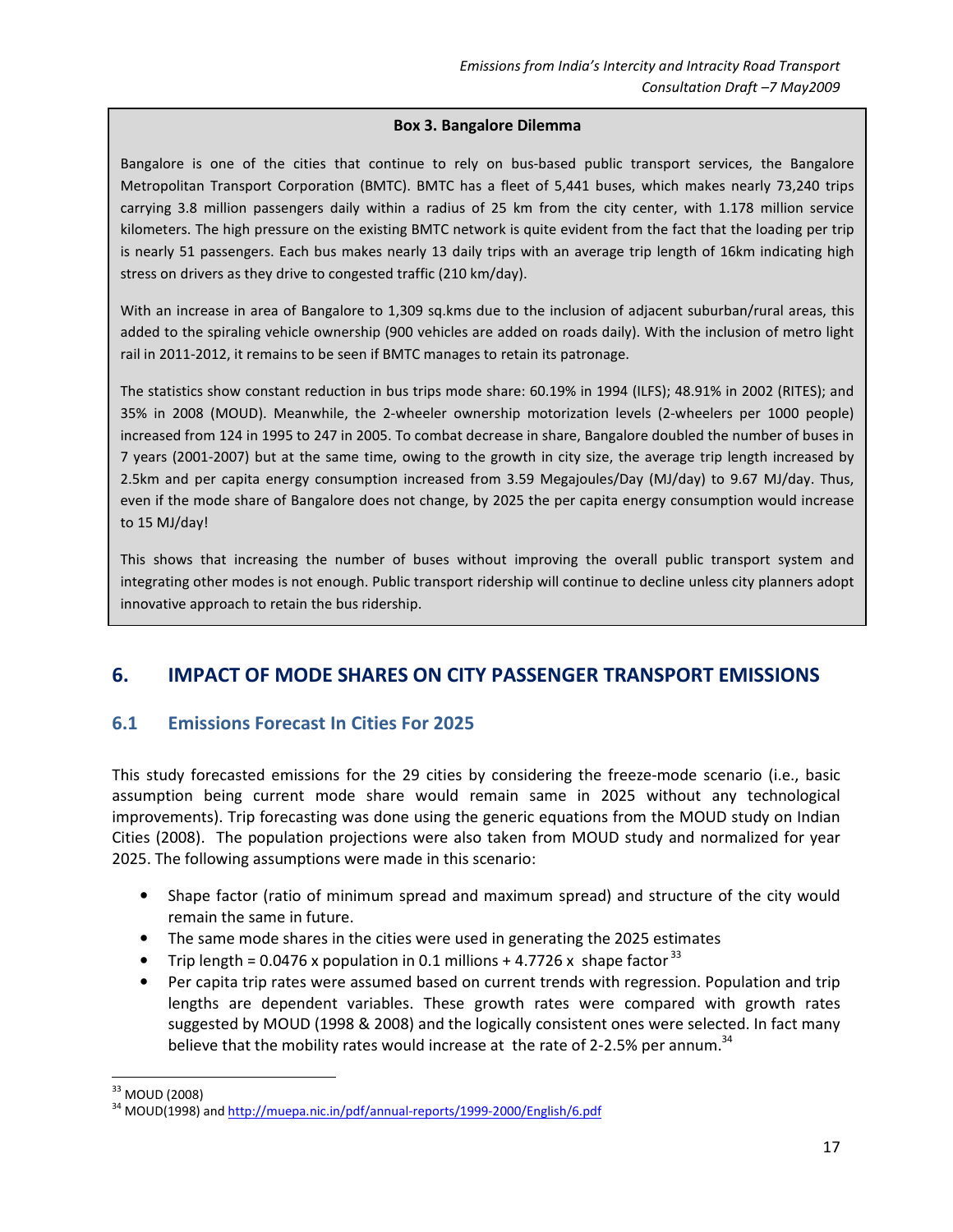**Box 3. Bangalore Dilemma**

Bangalore is one of the cities that continue to rely on bus-based public transport services, the Bangalore Metropolitan Transport Corporation (BMTC). BMTC has a fleet of 5,441 buses, which makes nearly 73,240 trips carrying 3.8 million passengers daily within a radius of 25 km from the city center, with 1.178 million service kilometers. The high pressure on the existing BMTC network is quite evident from the fact that the loading per trip is nearly 51 passengers. Each bus makes nearly 13 daily trips with an average trip length of 16km indicating high stress on drivers as they drive to congested traffic (210 km/day).

With an increase in area of Bangalore to 1,309 sq.kms due to the inclusion of adjacent suburban/rural areas, this added to the spiraling vehicle ownership (900 vehicles are added on roads daily). With the inclusion of metro light rail in 2011-2012, it remains to be seen if BMTC manages to retain its patronage.

The statistics show constant reduction in bus trips mode share: 60.19% in 1994 (ILFS); 48.91% in 2002 (RITES); and 35% in 2008 (MOUD). Meanwhile, the 2-wheeler ownership motorization levels (2-wheelers per 1000 people) increased from 124 in 1995 to 247 in 2005. To combat decrease in share, Bangalore doubled the number of buses in 7 years (2001-2007) but at the same time, owing to the growth in city size, the average trip length increased by 2.5km and per capita energy consumption increased from 3.59 Megajoules/Day (MJ/day) to 9.67 MJ/day. Thus, even if the mode share of Bangalore does not change, by 2025 the per capita energy consumption would increase to 15 MJ/day!

This shows that increasing the number of buses without improving the overall public transport system and integrating other modes is not enough. Public transport ridership will continue to decline unless city planners adopt innovative approach to retain the bus ridership.

## 6. IMPACT OF MODE SHARES ON CITY PASSENGER TRANSPORT EMISSIONS

### 6.1 Emissions Forecast In Cities For 2025

This study forecasted emissions for the 29 cities by considering the freeze-mode scenario (i.e., basic assumption being current mode share would remain same in 2025 without any technological improvements). Trip forecasting was done using the generic equations from the MOUD study on Indian Cities (2008). The population projections were also taken from MOUD study and normalized for year 2025. The following assumptions were made in this scenario:

- Shape factor (ratio of minimum spread and maximum spread) and structure of the city would remain the same in future.
- The same mode shares in the cities were used in generating the 2025 estimates
- Trip length = 0.0476 x population in 0.1 millions + 4.7726 x shape factor [33]
- Per capita trip rates were assumed based on current trends with regression. Population and trip lengths are dependent variables. These growth rates were compared with growth rates suggested by MOUD (1998 & 2008) and the logically consistent ones were selected. In fact many believe that the mobility rates would increase at the rate of 2-2.5% per annum.[34]

[33] MOUD (2008)

[34] MOUD(1998) and http://muepa.nic.in/pdf/annual-reports/1999-2000/English/6.pdf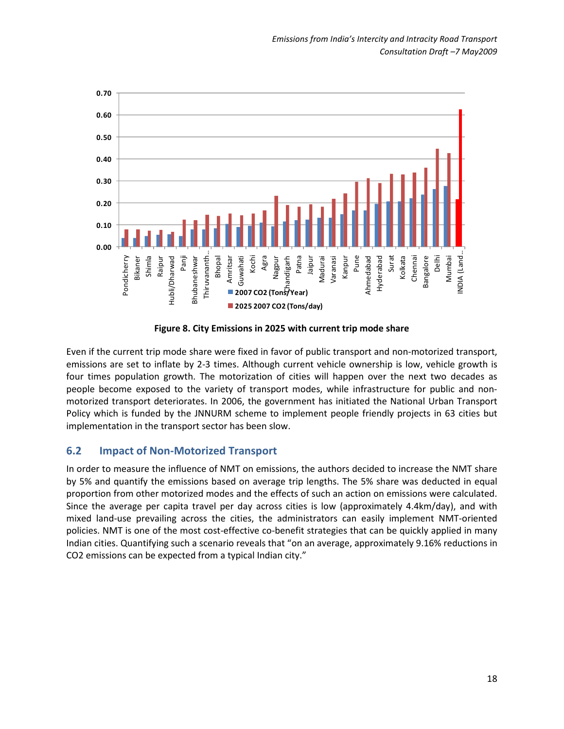Figure 8. City Emissions in 2025 with current trip mode share

Even if the current trip mode share were fixed in favor of public transport and non-motorized transport, emissions are set to inflate by 2-3 times. Although current vehicle ownership is low, vehicle growth is four times population growth. The motorization of cities will happen over the next two decades as people become exposed to the variety of transport modes, while infrastructure for public and non-motorized transport deteriorates. In 2006, the government has initiated the National Urban Transport Policy which is funded by the JNNURM scheme to implement people friendly projects in 63 cities but implementation in the transport sector has been slow.

## 6.2 Impact of Non-Motorized Transport

In order to measure the influence of NMT on emissions, the authors decided to increase the NMT share by 5% and quantify the emissions based on average trip lengths. The 5% share was deducted in equal proportion from other motorized modes and the effects of such an action on emissions were calculated. Since the average per capita travel per day across cities is low (approximately 4.4km/day), and with mixed land-use prevailing across the cities, the administrators can easily implement NMT-oriented policies. NMT is one of the most cost-effective co-benefit strategies that can be quickly applied in many Indian cities. Quantifying such a scenario reveals that "on an average, approximately 9.16% reductions in $CO_2$ emissions can be expected from a typical Indian city."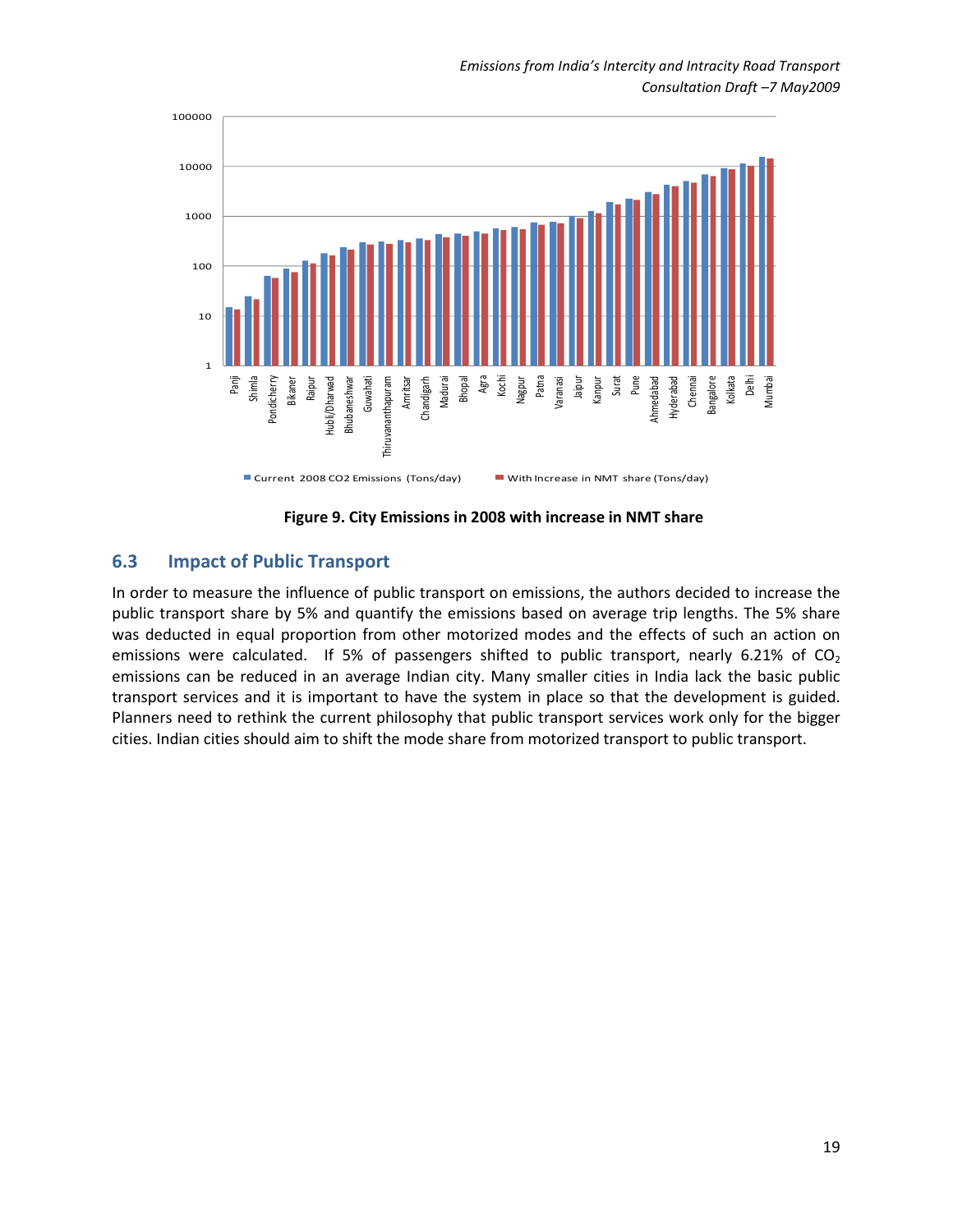**Figure 9. City Emissions in 2008 with increase in NMT share**

## 6.3 Impact of Public Transport

In order to measure the influence of public transport on emissions, the authors decided to increase the public transport share by 5% and quantify the emissions based on average trip lengths. The 5% share was deducted in equal proportion from other motorized modes and the effects of such an action on emissions were calculated. If 5% of passengers shifted to public transport, nearly 6.21% of $CO_2$ emissions can be reduced in an average Indian city. Many smaller cities in India lack the basic public transport services and it is important to have the system in place so that the development is guided. Planners need to rethink the current philosophy that public transport services work only for the bigger cities. Indian cities should aim to shift the mode share from motorized transport to public transport.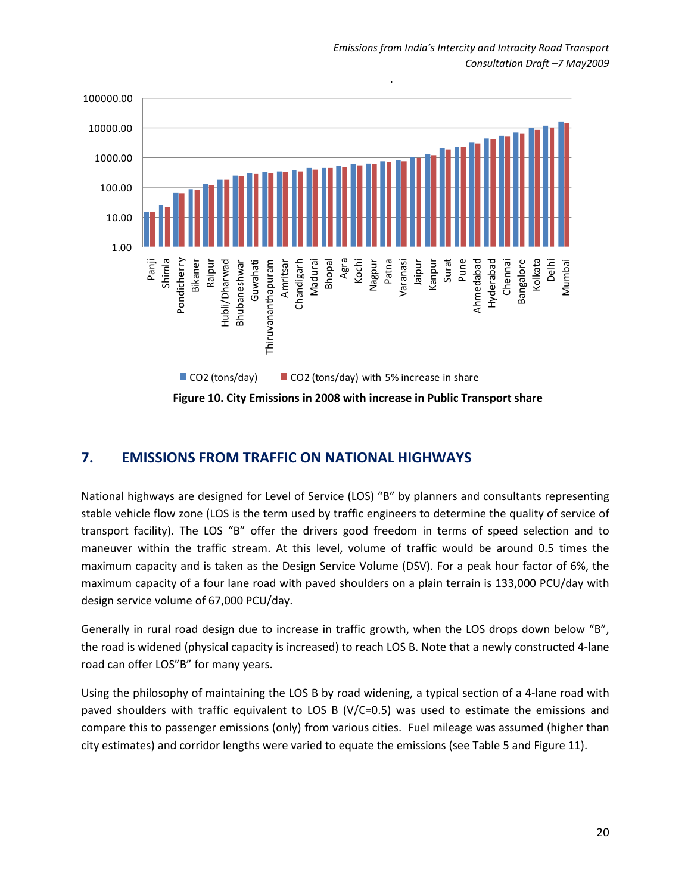Figure 10. City Emissions in 2008 with increase in Public Transport share

## 7. EMISSIONS FROM TRAFFIC ON NATIONAL HIGHWAYS

National highways are designed for Level of Service (LOS) "B" by planners and consultants representing stable vehicle flow zone (LOS is the term used by traffic engineers to determine the quality of service of transport facility). The LOS "B" offer the drivers good freedom in terms of speed selection and to maneuver within the traffic stream. At this level, volume of traffic would be around 0.5 times the maximum capacity and is taken as the Design Service Volume (DSV). For a peak hour factor of 6%, the maximum capacity of a four lane road with paved shoulders on a plain terrain is 133,000 PCU/day with design service volume of 67,000 PCU/day.

Generally in rural road design due to increase in traffic growth, when the LOS drops down below "B", the road is widened (physical capacity is increased) to reach LOS B. Note that a newly constructed 4-lane road can offer LOS"B" for many years.

Using the philosophy of maintaining the LOS B by road widening, a typical section of a 4-lane road with paved shoulders with traffic equivalent to LOS B (V/C=0.5) was used to estimate the emissions and compare this to passenger emissions (only) from various cities. Fuel mileage was assumed (higher than city estimates) and corridor lengths were varied to equate the emissions (see Table 5 and Figure 11).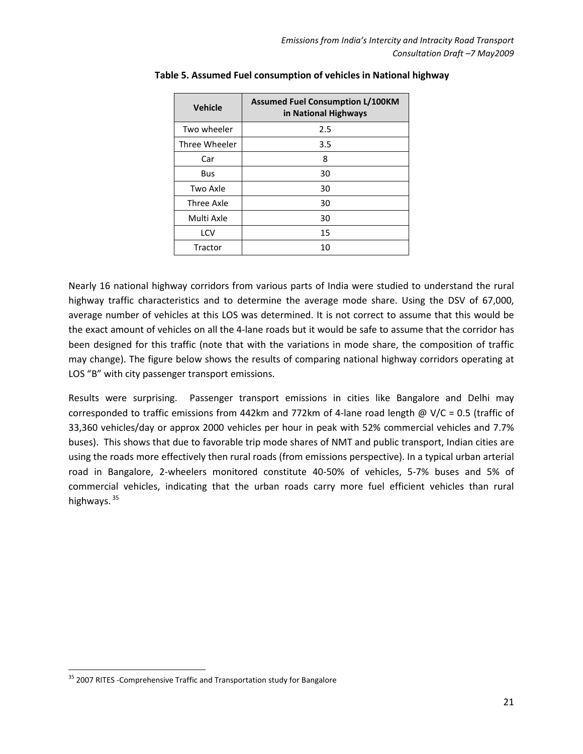**Table 5. Assumed Fuel consumption of vehicles in National highway**

| Vehicle | Assumed Fuel Consumption L/100KM in National Highways |
| --- | --- |
| Two wheeler | 2.5 |
| Three Wheeler | 3.5 |
| Car | 8 |
| Bus | 30 |
| Two Axle | 30 |
| Three Axle | 30 |
| Multi Axle | 30 |
| LCV | 15 |
| Tractor | 10 |

Nearly 16 national highway corridors from various parts of India were studied to understand the rural highway traffic characteristics and to determine the average mode share. Using the DSV of 67,000, average number of vehicles at this LOS was determined. It is not correct to assume that this would be the exact amount of vehicles on all the 4-lane roads but it would be safe to assume that the corridor has been designed for this traffic (note that with the variations in mode share, the composition of traffic may change). The figure below shows the results of comparing national highway corridors operating at LOS "B" with city passenger transport emissions.

Results were surprising. Passenger transport emissions in cities like Bangalore and Delhi may corresponded to traffic emissions from 442km and 772km of 4-lane road length @ V/C = 0.5 (traffic of 33,360 vehicles/day or approx 2000 vehicles per hour in peak with 52% commercial vehicles and 7.7% buses). This shows that due to favorable trip mode shares of NMT and public transport, Indian cities are using the roads more effectively then rural roads (from emissions perspective). In a typical urban arterial road in Bangalore, 2-wheelers monitored constitute 40-50% of vehicles, 5-7% buses and 5% of commercial vehicles, indicating that the urban roads carry more fuel efficient vehicles than rural highways.[35]

[35] 2007 RITES -Comprehensive Traffic and Transportation study for Bangalore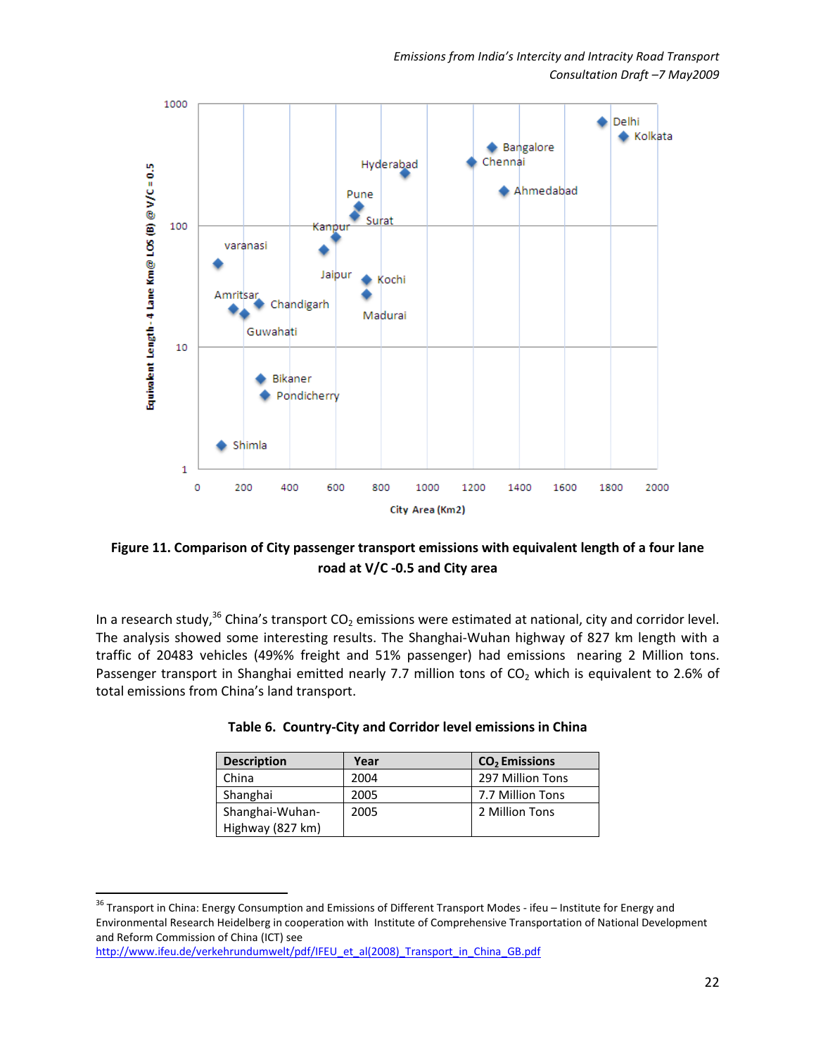**Figure 11. Comparison of City passenger transport emissions with equivalent length of a four lane road at V/C -0.5 and City area**

In a research study,[36] China's transport $CO_2$ emissions were estimated at national, city and corridor level. The analysis showed some interesting results. The Shanghai-Wuhan highway of 827 km length with a traffic of 20483 vehicles (49%% freight and 51% passenger) had emissions nearing 2 Million tons. Passenger transport in Shanghai emitted nearly 7.7 million tons of $CO_2$ which is equivalent to 2.6% of total emissions from China's land transport.

**Table 6. Country-City and Corridor level emissions in China**

| Description | Year | $CO_2$ Emissions |
|---|---|---|
| China | 2004 | 297 Million Tons |
| Shanghai | 2005 | 7.7 Million Tons |
| Shanghai-Wuhan-Highway (827 km) | 2005 | 2 Million Tons |

[36] Transport in China: Energy Consumption and Emissions of Different Transport Modes - ifeu – Institute for Energy and Environmental Research Heidelberg in cooperation with Institute of Comprehensive Transportation of National Development and Reform Commission of China (ICT) see http://www.ifeu.de/verkehrundumwelt/pdf/IFEU_et_al(2008)_Transport_in_China_GB.pdf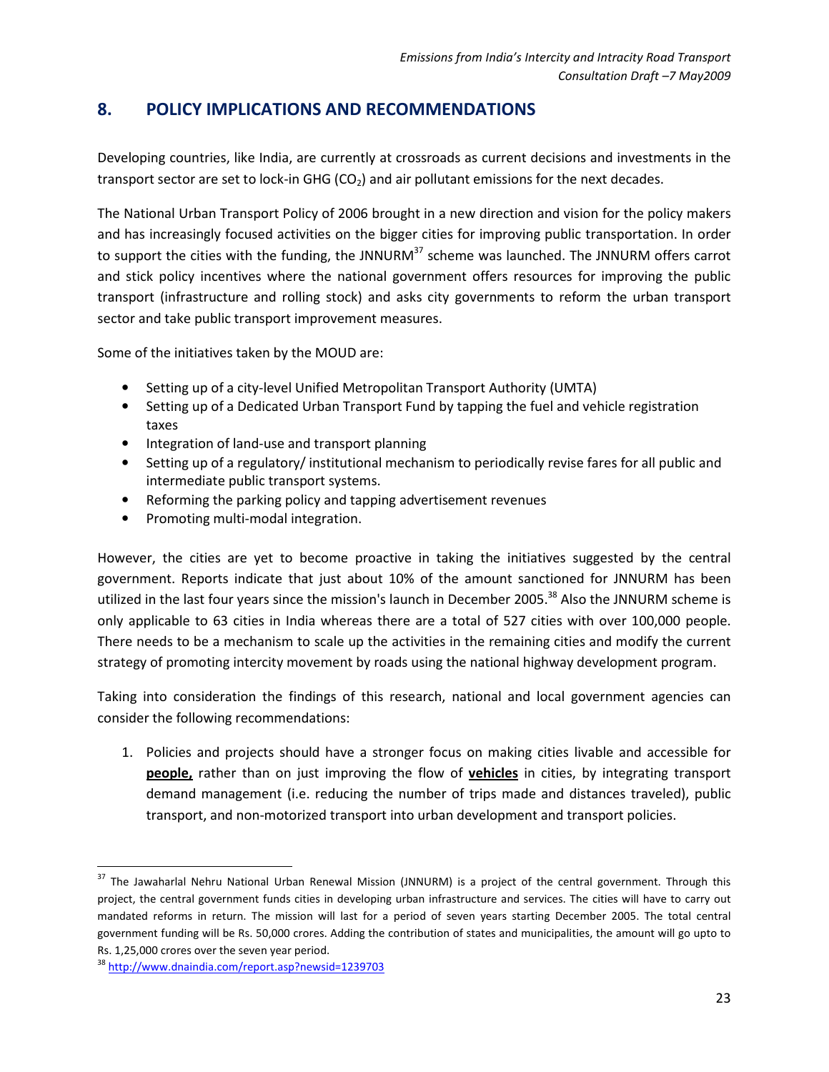## 8. POLICY IMPLICATIONS AND RECOMMENDATIONS

Developing countries, like India, are currently at crossroads as current decisions and investments in the transport sector are set to lock-in GHG ($CO_2$) and air pollutant emissions for the next decades.

The National Urban Transport Policy of 2006 brought in a new direction and vision for the policy makers and has increasingly focused activities on the bigger cities for improving public transportation. In order to support the cities with the funding, the JNNURM[37] scheme was launched. The JNNURM offers carrot and stick policy incentives where the national government offers resources for improving the public transport (infrastructure and rolling stock) and asks city governments to reform the urban transport sector and take public transport improvement measures.

Some of the initiatives taken by the MOUD are:

- Setting up of a city-level Unified Metropolitan Transport Authority (UMTA)
- Setting up of a Dedicated Urban Transport Fund by tapping the fuel and vehicle registration taxes
- Integration of land-use and transport planning
- Setting up of a regulatory/ institutional mechanism to periodically revise fares for all public and intermediate public transport systems.
- Reforming the parking policy and tapping advertisement revenues
- Promoting multi-modal integration.

However, the cities are yet to become proactive in taking the initiatives suggested by the central government. Reports indicate that just about 10% of the amount sanctioned for JNNURM has been utilized in the last four years since the mission's launch in December 2005.[38] Also the JNNURM scheme is only applicable to 63 cities in India whereas there are a total of 527 cities with over 100,000 people. There needs to be a mechanism to scale up the activities in the remaining cities and modify the current strategy of promoting intercity movement by roads using the national highway development program.

Taking into consideration the findings of this research, national and local government agencies can consider the following recommendations:

1. Policies and projects should have a stronger focus on making cities livable and accessible for **people,** rather than on just improving the flow of **vehicles** in cities, by integrating transport demand management (i.e. reducing the number of trips made and distances traveled), public transport, and non-motorized transport into urban development and transport policies.

---

[37] The Jawaharlal Nehru National Urban Renewal Mission (JNNURM) is a project of the central government. Through this project, the central government funds cities in developing urban infrastructure and services. The cities will have to carry out mandated reforms in return. The mission will last for a period of seven years starting December 2005. The total central government funding will be Rs. 50,000 crores. Adding the contribution of states and municipalities, the amount will go upto to Rs. 1,25,000 crores over the seven year period.

[38] http://www.dnaindia.com/report.asp?newsid=1239703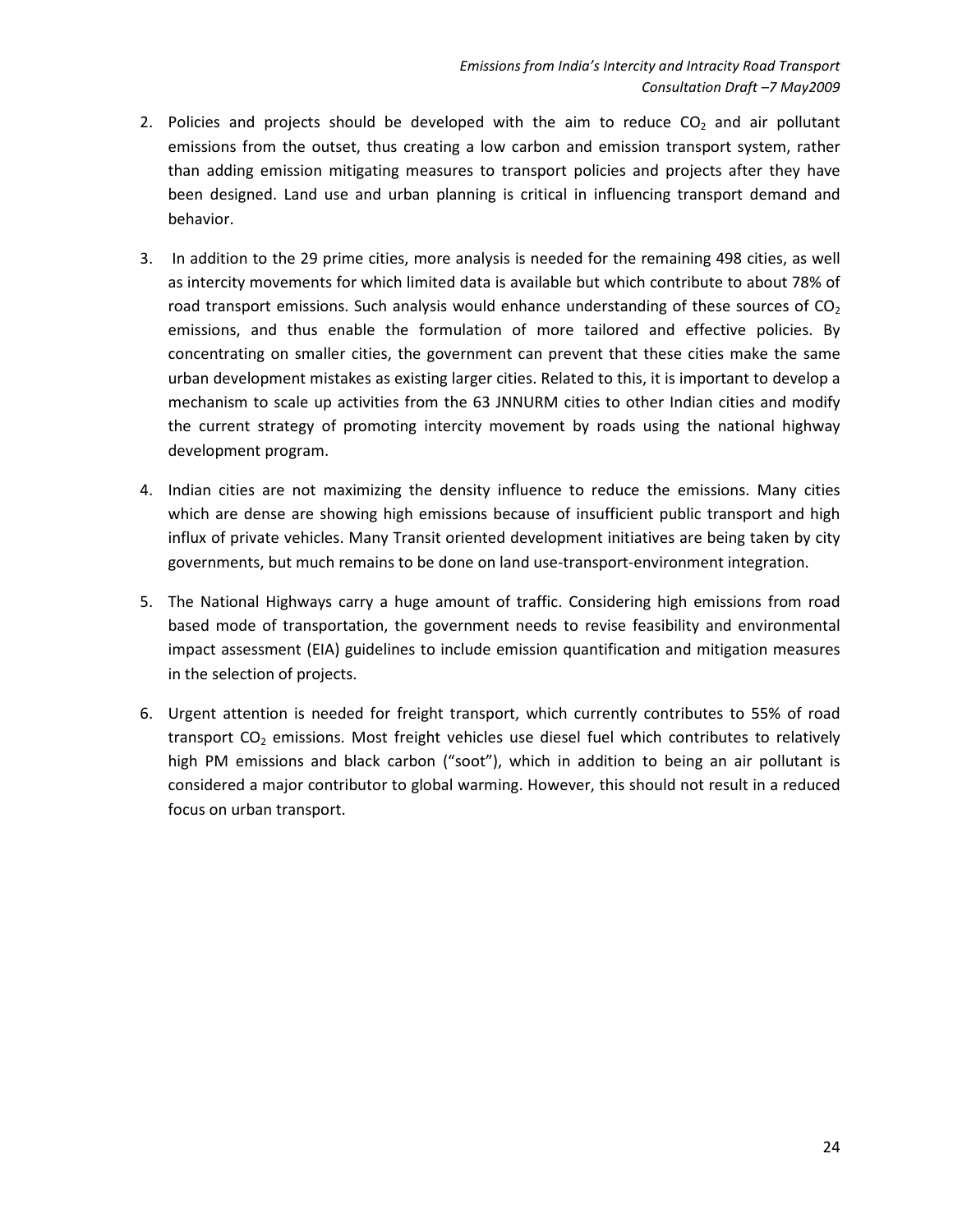2. Policies and projects should be developed with the aim to reduce $CO_2$ and air pollutant emissions from the outset, thus creating a low carbon and emission transport system, rather than adding emission mitigating measures to transport policies and projects after they have been designed. Land use and urban planning is critical in influencing transport demand and behavior.

3. In addition to the 29 prime cities, more analysis is needed for the remaining 498 cities, as well as intercity movements for which limited data is available but which contribute to about 78% of road transport emissions. Such analysis would enhance understanding of these sources of $CO_2$ emissions, and thus enable the formulation of more tailored and effective policies. By concentrating on smaller cities, the government can prevent that these cities make the same urban development mistakes as existing larger cities. Related to this, it is important to develop a mechanism to scale up activities from the 63 JNNURM cities to other Indian cities and modify the current strategy of promoting intercity movement by roads using the national highway development program.

4. Indian cities are not maximizing the density influence to reduce the emissions. Many cities which are dense are showing high emissions because of insufficient public transport and high influx of private vehicles. Many Transit oriented development initiatives are being taken by city governments, but much remains to be done on land use-transport-environment integration.

5. The National Highways carry a huge amount of traffic. Considering high emissions from road based mode of transportation, the government needs to revise feasibility and environmental impact assessment (EIA) guidelines to include emission quantification and mitigation measures in the selection of projects.

6. Urgent attention is needed for freight transport, which currently contributes to 55% of road transport $CO_2$ emissions. Most freight vehicles use diesel fuel which contributes to relatively high PM emissions and black carbon ("soot"), which in addition to being an air pollutant is considered a major contributor to global warming. However, this should not result in a reduced focus on urban transport.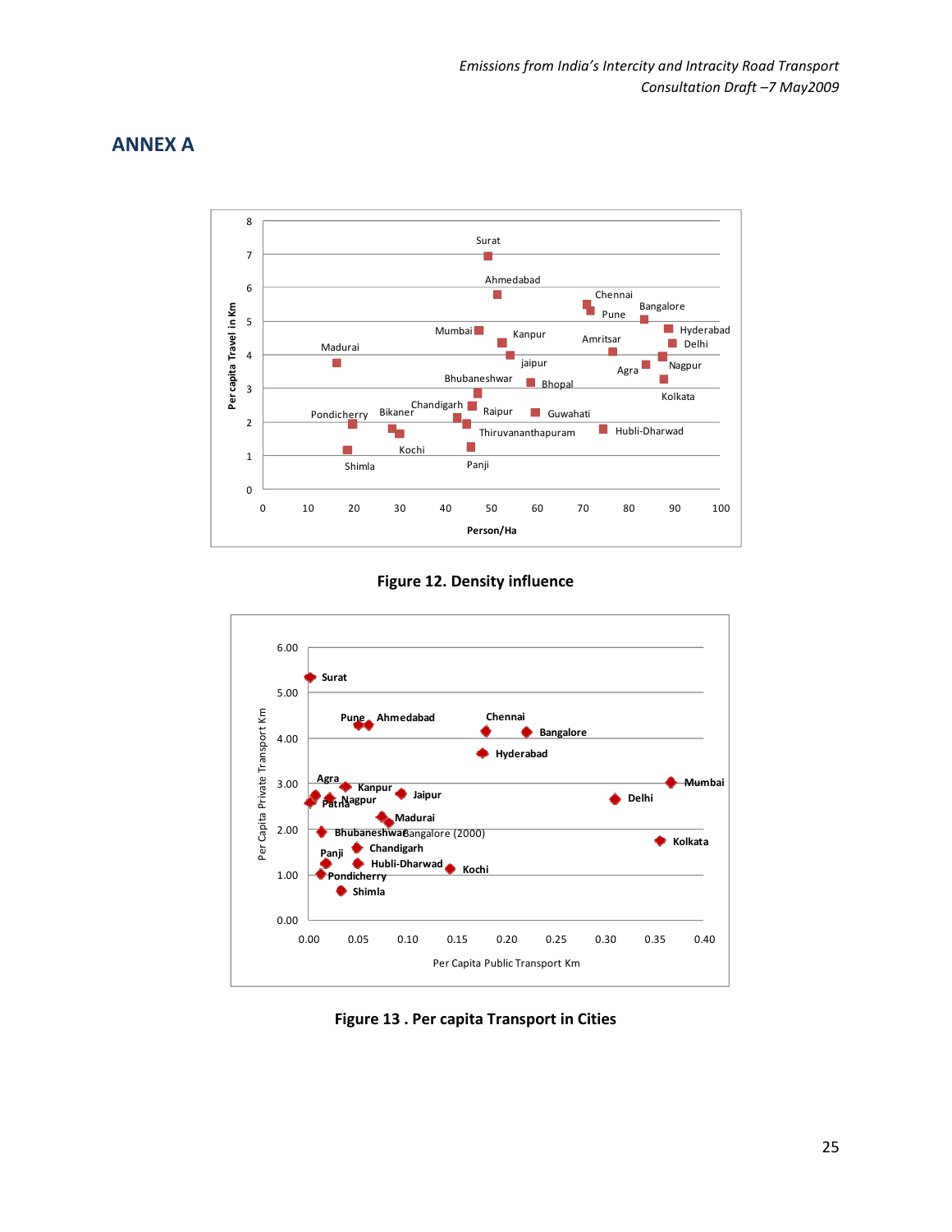## ANNEX A

Figure 12. Density influence

Figure 13 . Per capita Transport in Cities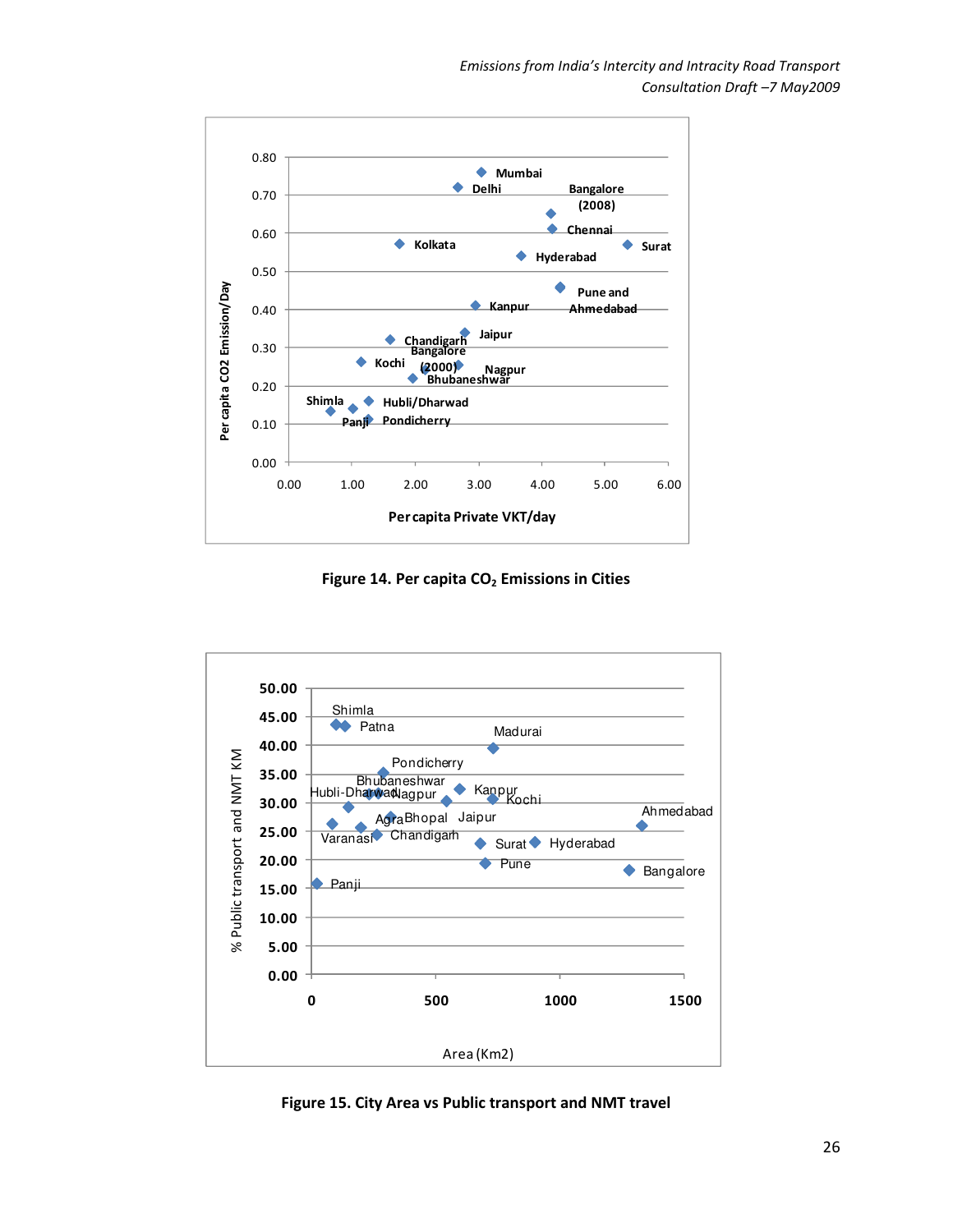Figure 14. Per capita $CO_2$ Emissions in Cities

Figure 15. City Area vs Public transport and NMT travel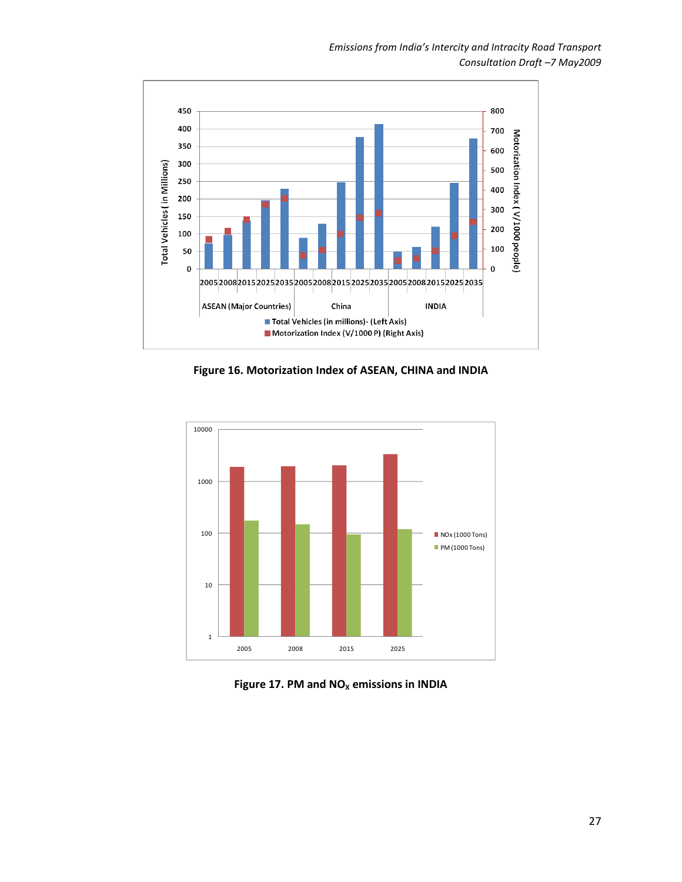**Figure 16. Motorization Index of ASEAN, CHINA and INDIA**

**Figure 17. PM and $NO_X$ emissions in INDIA**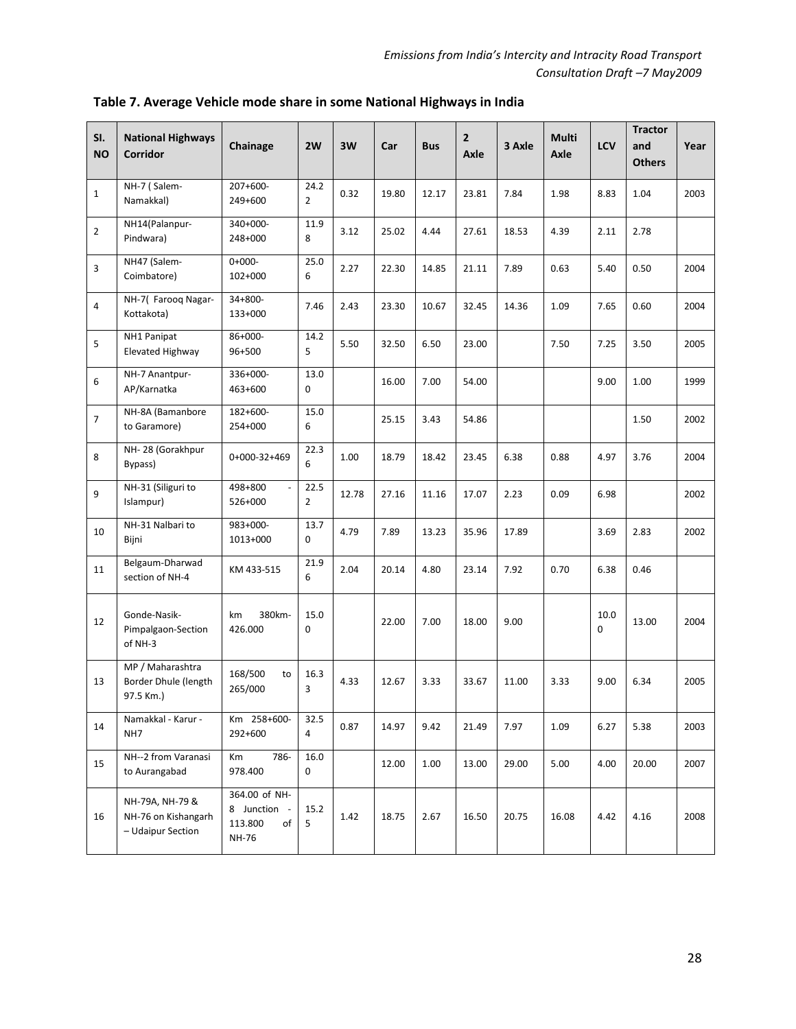**Table 7. Average Vehicle mode share in some National Highways in India**

| SI. NO | National Highways Corridor | Chainage | 2W | 3W | Car | Bus | 2 Axle | 3 Axle | Multi Axle | LCV | Tractor and Others | Year |
|---|---|---|---|---|---|---|---|---|---|---|---|---|
| 1 | NH-7 ( Salem-Namakkal) | 207+600-249+600 | 24.22 | 0.32 | 19.80 | 12.17 | 23.81 | 7.84 | 1.98 | 8.83 | 1.04 | 2003 |
| 2 | NH14(Palanpur-Pindwara) | 340+000-248+000 | 11.98 | 3.12 | 25.02 | 4.44 | 27.61 | 18.53 | 4.39 | 2.11 | 2.78 | |
| 3 | NH47 (Salem-Coimbatore) | 0+000-102+000 | 25.06 | 2.27 | 22.30 | 14.85 | 21.11 | 7.89 | 0.63 | 5.40 | 0.50 | 2004 |
| 4 | NH-7( Farooq Nagar-Kottakota) | 34+800-133+000 | 7.46 | 2.43 | 23.30 | 10.67 | 32.45 | 14.36 | 1.09 | 7.65 | 0.60 | 2004 |
| 5 | NH1 Panipat Elevated Highway | 86+000-96+500 | 14.25 | 5.50 | 32.50 | 6.50 | 23.00 | | 7.50 | 7.25 | 3.50 | 2005 |
| 6 | NH-7 Anantpur-AP/Karnatka | 336+000-463+600 | 13.00 | | 16.00 | 7.00 | 54.00 | | | 9.00 | 1.00 | 1999 |
| 7 | NH-8A (Bamanbore to Garamore) | 182+600-254+000 | 15.06 | | 25.15 | 3.43 | 54.86 | | | | 1.50 | 2002 |
| 8 | NH- 28 (Gorakhpur Bypass) | 0+000-32+469 | 22.36 | 1.00 | 18.79 | 18.42 | 23.45 | 6.38 | 0.88 | 4.97 | 3.76 | 2004 |
| 9 | NH-31 (Siliguri to Islampur) | 498+800 - 526+000 | 22.52 | 12.78 | 27.16 | 11.16 | 17.07 | 2.23 | 0.09 | 6.98 | | 2002 |
| 10 | NH-31 Nalbari to Bijni | 983+000-1013+000 | 13.70 | 4.79 | 7.89 | 13.23 | 35.96 | 17.89 | | 3.69 | 2.83 | 2002 |
| 11 | Belgaum-Dharwad section of NH-4 | KM 433-515 | 21.96 | 2.04 | 20.14 | 4.80 | 23.14 | 7.92 | 0.70 | 6.38 | 0.46 | |
| 12 | Gonde-Nasik-Pimpalgaon-Section of NH-3 | km 380km-426.000 | 15.00 | | 22.00 | 7.00 | 18.00 | 9.00 | | 10.00 | 13.00 | 2004 |
| 13 | MP / Maharashtra Border Dhule (length 97.5 Km.) | 168/500 to 265/000 | 16.33 | 4.33 | 12.67 | 3.33 | 33.67 | 11.00 | 3.33 | 9.00 | 6.34 | 2005 |
| 14 | Namakkal - Karur - NH7 | Km 258+600-292+600 | 32.54 | 0.87 | 14.97 | 9.42 | 21.49 | 7.97 | 1.09 | 6.27 | 5.38 | 2003 |
| 15 | NH--2 from Varanasi to Aurangabad | Km 786-978.400 | 16.00 | | 12.00 | 1.00 | 13.00 | 29.00 | 5.00 | 4.00 | 20.00 | 2007 |
| 16 | NH-79A, NH-79 & NH-76 on Kishangarh – Udaipur Section | 364.00 of NH-8 Junction - 113.800 of NH-76 | 15.25 | 1.42 | 18.75 | 2.67 | 16.50 | 20.75 | 16.08 | 4.42 | 4.16 | 2008 |